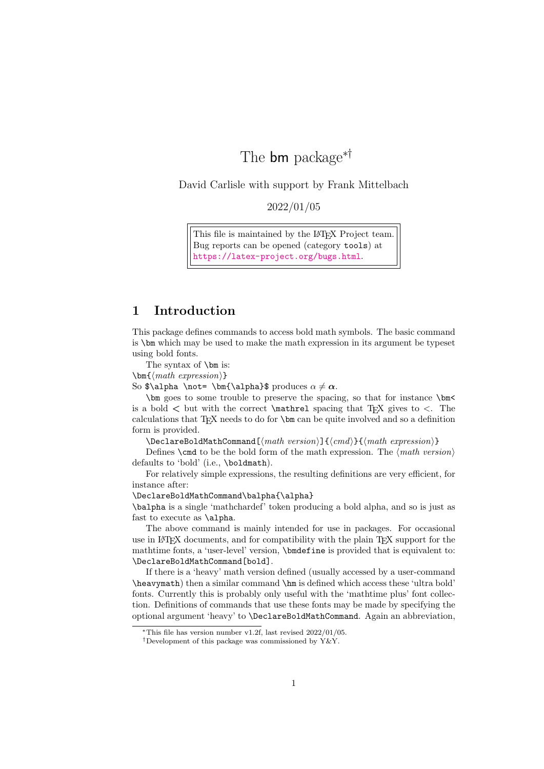# The bm package[*][†]

David Carlisle with support by Frank Mittelbach

2022/01/05

> This file is maintained by the LaTeX Project team.
> Bug reports can be opened (category `tools`) at
> https://latex-project.org/bugs.html.

## 1 Introduction

This package defines commands to access bold math symbols. The basic command is `\bm` which may be used to make the math expression in its argument be typeset using bold fonts.

The syntax of `\bm` is:

`\bm{`⟨*math expression*⟩`}`

So `$\alpha \not= \bm{\alpha}$` produces $\alpha \neq \boldsymbol{\alpha}$.

`\bm` goes to some trouble to preserve the spacing, so that for instance `\bm<` is a bold $\boldsymbol{<}$ but with the correct `\mathrel` spacing that TeX gives to $<$. The calculations that TeX needs to do for `\bm` can be quite involved and so a definition form is provided.

`\DeclareBoldMathCommand[`⟨*math version*⟩`]{`⟨*cmd*⟩`}{`⟨*math expression*⟩`}`

Defines `\cmd` to be the bold form of the math expression. The ⟨*math version*⟩ defaults to 'bold' (i.e., `\boldmath`).

For relatively simple expressions, the resulting definitions are very efficient, for instance after:

`\DeclareBoldMathCommand\balpha{\alpha}`

`\balpha` is a single 'mathchardef' token producing a bold alpha, and so is just as fast to execute as `\alpha`.

The above command is mainly intended for use in packages. For occasional use in LaTeX documents, and for compatibility with the plain TeX support for the mathtime fonts, a 'user-level' version, `\bmdefine` is provided that is equivalent to: `\DeclareBoldMathCommand[bold]`.

If there is a 'heavy' math version defined (usually accessed by a user-command `\heavymath`) then a similar command `\hm` is defined which access these 'ultra bold' fonts. Currently this is probably only useful with the 'mathtime plus' font collection. Definitions of commands that use these fonts may be made by specifying the optional argument 'heavy' to `\DeclareBoldMathCommand`. Again an abbreviation,

---

[*]This file has version number v1.2f, last revised 2022/01/05.

[†]Development of this package was commissioned by Y&Y.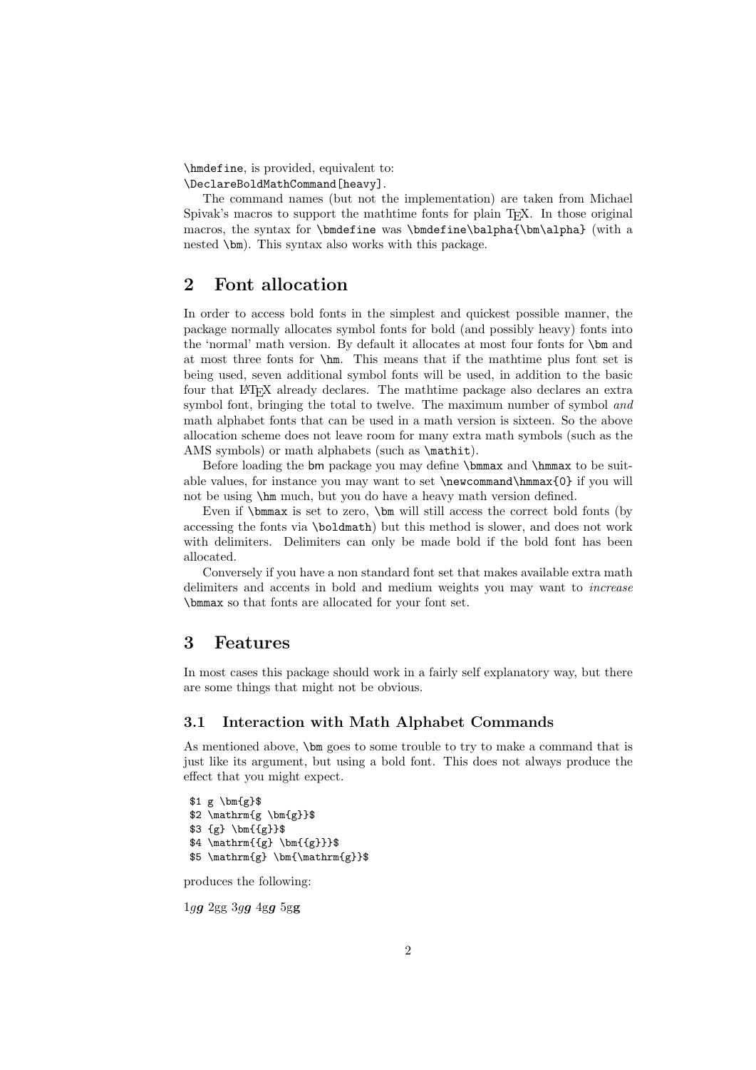`\hmdefine`, is provided, equivalent to:
`\DeclareBoldMathCommand[heavy]`.

The command names (but not the implementation) are taken from Michael Spivak's macros to support the mathtime fonts for plain TEX. In those original macros, the syntax for `\bmdefine` was `\bmdefine\balpha{\bm\alpha}` (with a nested `\bm`). This syntax also works with this package.

## 2 Font allocation

In order to access bold fonts in the simplest and quickest possible manner, the package normally allocates symbol fonts for bold (and possibly heavy) fonts into the 'normal' math version. By default it allocates at most four fonts for `\bm` and at most three fonts for `\hm`. This means that if the mathtime plus font set is being used, seven additional symbol fonts will be used, in addition to the basic four that LATEX already declares. The mathtime package also declares an extra symbol font, bringing the total to twelve. The maximum number of symbol *and* math alphabet fonts that can be used in a math version is sixteen. So the above allocation scheme does not leave room for many extra math symbols (such as the AMS symbols) or math alphabets (such as `\mathit`).

Before loading the bm package you may define `\bmmax` and `\hmmax` to be suitable values, for instance you may want to set `\newcommand\hmmax{0}` if you will not be using `\hm` much, but you do have a heavy math version defined.

Even if `\bmmax` is set to zero, `\bm` will still access the correct bold fonts (by accessing the fonts via `\boldmath`) but this method is slower, and does not work with delimiters. Delimiters can only be made bold if the bold font has been allocated.

Conversely if you have a non standard font set that makes available extra math delimiters and accents in bold and medium weights you may want to *increase* `\bmmax` so that fonts are allocated for your font set.

## 3 Features

In most cases this package should work in a fairly self explanatory way, but there are some things that might not be obvious.

### 3.1 Interaction with Math Alphabet Commands

As mentioned above, `\bm` goes to some trouble to try to make a command that is just like its argument, but using a bold font. This does not always produce the effect that you might expect.

```
$1 g \bm{g}$
$2 \mathrm{g \bm{g}}$
$3 {g} \bm{{g}}$
$4 \mathrm{{g} \bm{{g}}}$
$5 \mathrm{g} \bm{\mathrm{g}}$
```

produces the following:

$1 g \boldsymbol{g}$ 2gg $3 g \boldsymbol{g}$ 4g$\boldsymbol{g}$ 5g**g**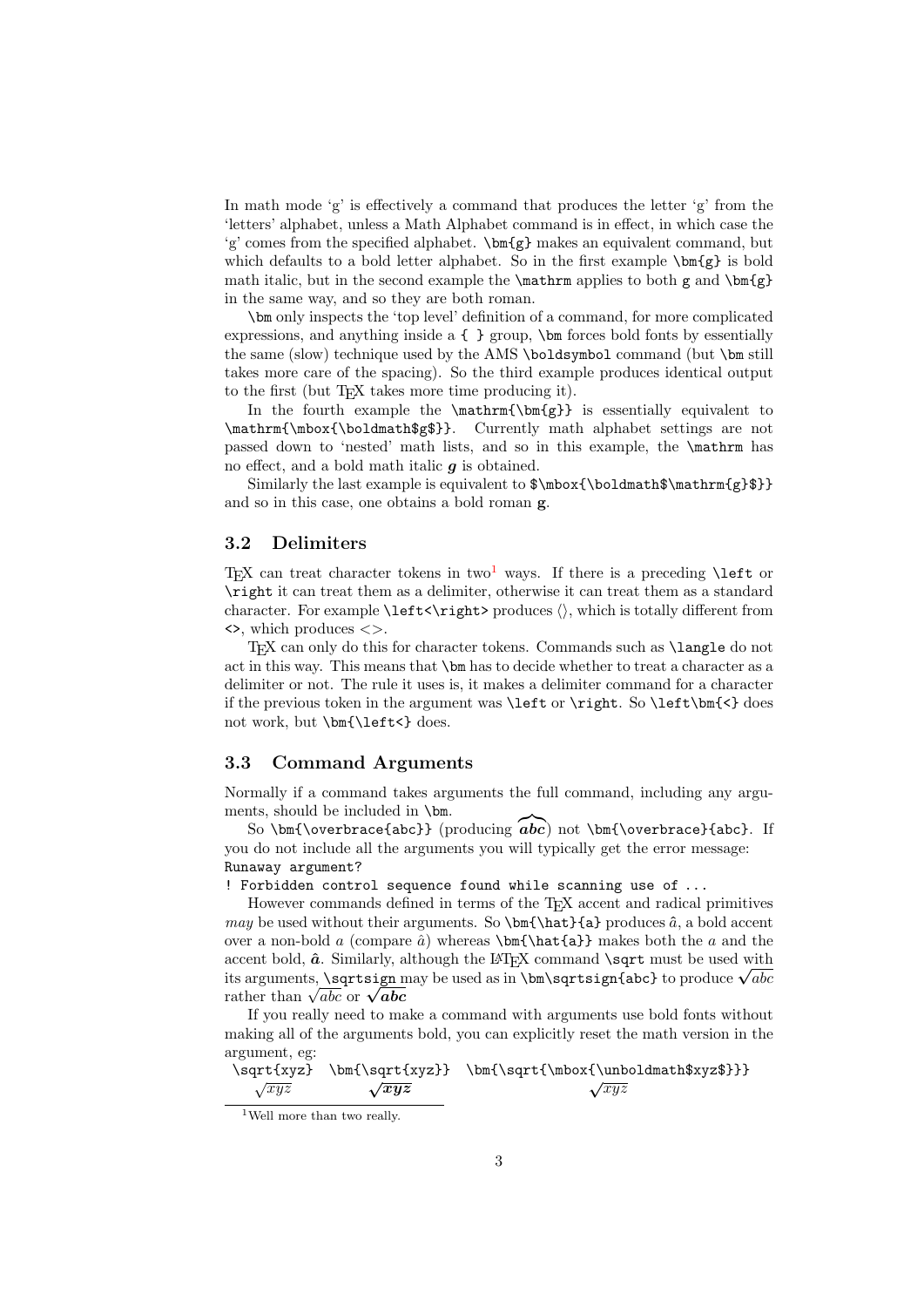In math mode 'g' is effectively a command that produces the letter 'g' from the 'letters' alphabet, unless a Math Alphabet command is in effect, in which case the 'g' comes from the specified alphabet. `\bm{g}` makes an equivalent command, but which defaults to a bold letter alphabet. So in the first example `\bm{g}` is bold math italic, but in the second example the `\mathrm` applies to both `g` and `\bm{g}` in the same way, and so they are both roman.

`\bm` only inspects the 'top level' definition of a command, for more complicated expressions, and anything inside a `{ }` group, `\bm` forces bold fonts by essentially the same (slow) technique used by the AMS `\boldsymbol` command (but `\bm` still takes more care of the spacing). So the third example produces identical output to the first (but TEX takes more time producing it).

In the fourth example the `\mathrm{\bm{g}}` is essentially equivalent to `\mathrm{\mbox{\boldmath$g$}}`. Currently math alphabet settings are not passed down to 'nested' math lists, and so in this example, the `\mathrm` has no effect, and a bold math italic $\boldsymbol{g}$ is obtained.

Similarly the last example is equivalent to `$\mbox{\boldmath$\mathrm{g}$}}` and so in this case, one obtains a bold roman $\mathbf{g}$.

### 3.2 Delimiters

TEX can treat character tokens in two[1] ways. If there is a preceding `\left` or `\right` it can treat them as a delimiter, otherwise it can treat them as a standard character. For example `\left<\right>` produces $\left<\right>$, which is totally different from `<>`, which produces $<>$.

TEX can only do this for character tokens. Commands such as `\langle` do not act in this way. This means that `\bm` has to decide whether to treat a character as a delimiter or not. The rule it uses is, it makes a delimiter command for a character if the previous token in the argument was `\left` or `\right`. So `\left\bm{<}` does not work, but `\bm{\left<}` does.

### 3.3 Command Arguments

Normally if a command takes arguments the full command, including any arguments, should be included in `\bm`.

So `\bm{\overbrace{abc}}` (producing $\boldsymbol{\overbrace{abc}}$) not `\bm{\overbrace}{abc}`. If you do not include all the arguments you will typically get the error message:

```
Runaway argument?
! Forbidden control sequence found while scanning use of ...
```

However commands defined in terms of the TEX accent and radical primitives *may* be used without their arguments. So `\bm{\hat}{a}` produces $\hat{a}$, a bold accent over a non-bold $a$ (compare $\hat{a}$) whereas `\bm{\hat{a}}` makes both the $a$ and the accent bold, $\boldsymbol{\hat{a}}$. Similarly, although the LATEX command `\sqrt` must be used with its arguments, `\sqrtsign` may be used as in `\bm\sqrtsign{abc}` to produce $\sqrt{abc}$ rather than $\sqrt{abc}$ or $\boldsymbol{\sqrt{abc}}$

If you really need to make a command with arguments use bold fonts without making all of the arguments bold, you can explicitly reset the math version in the argument, eg:

| `\sqrt{xyz}` | `\bm{\sqrt{xyz}}` | `\bm{\sqrt{\mbox{\unboldmath$xyz$}}}` |
|---|---|---|
| $\sqrt{xyz}$ | $\boldsymbol{\sqrt{xyz}}$ | $\sqrt{xyz}$ |

[1] Well more than two really.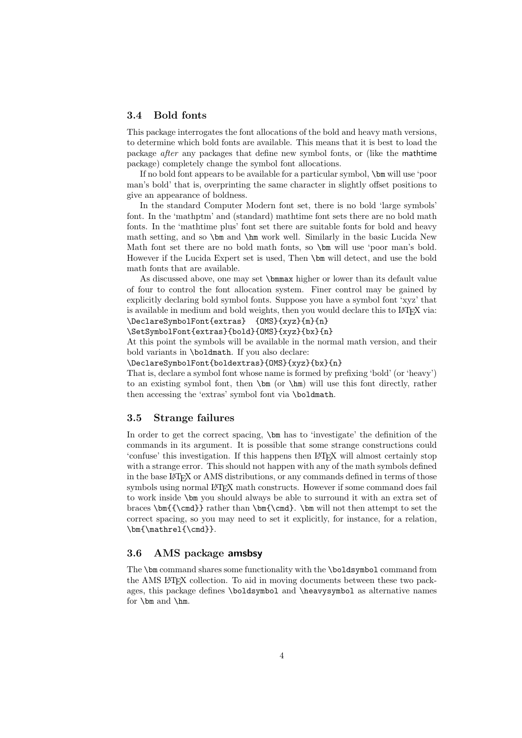### 3.4 Bold fonts

This package interrogates the font allocations of the bold and heavy math versions, to determine which bold fonts are available. This means that it is best to load the package *after* any packages that define new symbol fonts, or (like the mathtime package) completely change the symbol font allocations.

If no bold font appears to be available for a particular symbol, `\bm` will use 'poor man's bold' that is, overprinting the same character in slightly offset positions to give an appearance of boldness.

In the standard Computer Modern font set, there is no bold 'large symbols' font. In the 'mathptm' and (standard) mathtime font sets there are no bold math fonts. In the 'mathtime plus' font set there are suitable fonts for bold and heavy math setting, and so `\bm` and `\hm` work well. Similarly in the basic Lucida New Math font set there are no bold math fonts, so `\bm` will use 'poor man's bold. However if the Lucida Expert set is used, Then `\bm` will detect, and use the bold math fonts that are available.

As discussed above, one may set `\bmmax` higher or lower than its default value of four to control the font allocation system. Finer control may be gained by explicitly declaring bold symbol fonts. Suppose you have a symbol font 'xyz' that is available in medium and bold weights, then you would declare this to LaTeX via:

```
\DeclareSymbolFont{extras}  {OMS}{xyz}{m}{n}
\SetSymbolFont{extras}{bold}{OMS}{xyz}{bx}{n}
```

At this point the symbols will be available in the normal math version, and their bold variants in `\boldmath`. If you also declare:

```
\DeclareSymbolFont{boldextras}{OMS}{xyz}{bx}{n}
```

That is, declare a symbol font whose name is formed by prefixing 'bold' (or 'heavy') to an existing symbol font, then `\bm` (or `\hm`) will use this font directly, rather then accessing the 'extras' symbol font via `\boldmath`.

### 3.5 Strange failures

In order to get the correct spacing, `\bm` has to 'investigate' the definition of the commands in its argument. It is possible that some strange constructions could 'confuse' this investigation. If this happens then LaTeX will almost certainly stop with a strange error. This should not happen with any of the math symbols defined in the base LaTeX or AMS distributions, or any commands defined in terms of those symbols using normal LaTeX math constructs. However if some command does fail to work inside `\bm` you should always be able to surround it with an extra set of braces `\bm{{\cmd}}` rather than `\bm{\cmd}`. `\bm` will not then attempt to set the correct spacing, so you may need to set it explicitly, for instance, for a relation, `\bm{\mathrel{\cmd}}`.

### 3.6 AMS package amsbsy

The `\bm` command shares some functionality with the `\boldsymbol` command from the AMS LaTeX collection. To aid in moving documents between these two packages, this package defines `\boldsymbol` and `\heavysymbol` as alternative names for `\bm` and `\hm`.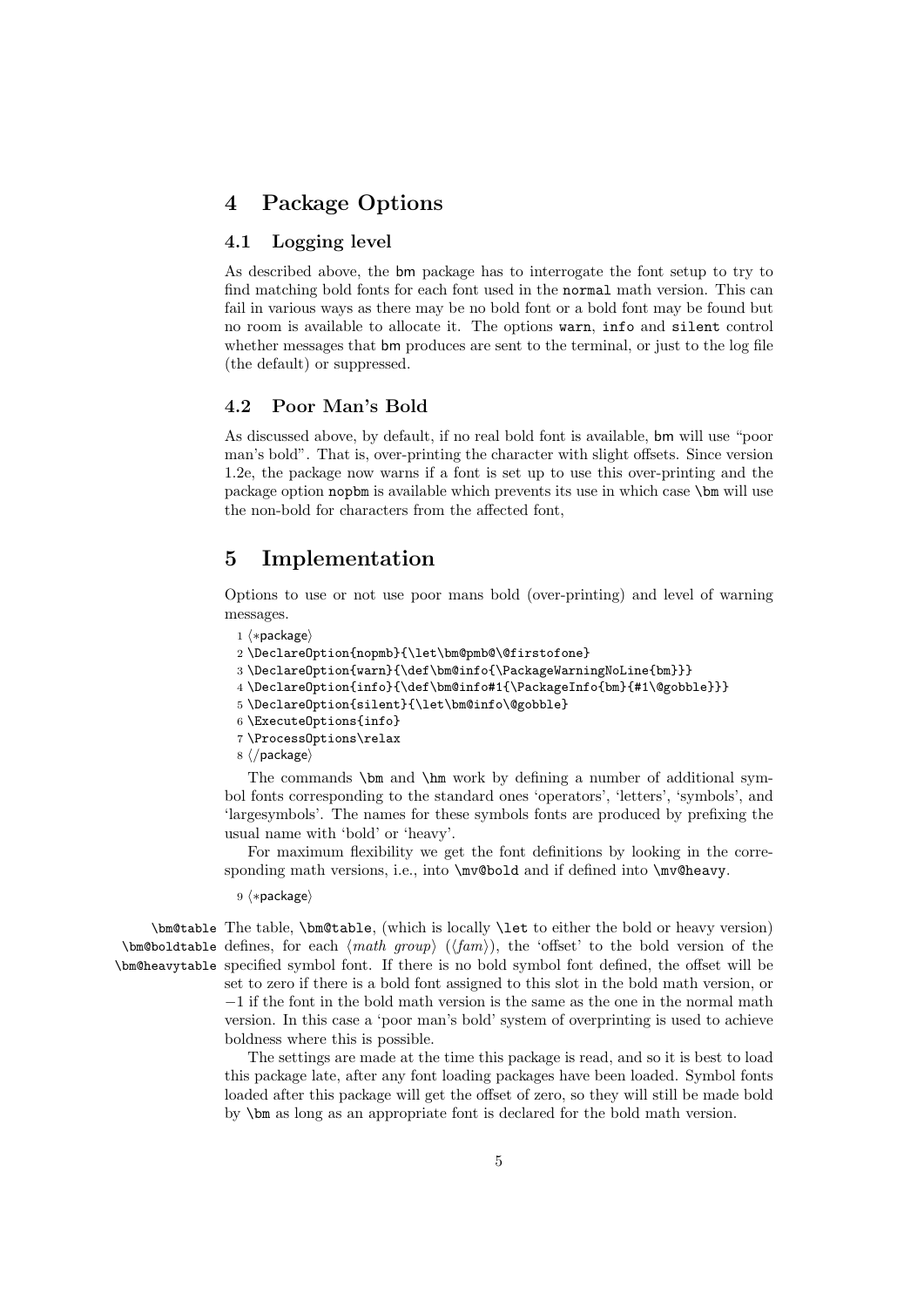## 4 Package Options

### 4.1 Logging level

As described above, the bm package has to interrogate the font setup to try to find matching bold fonts for each font used in the normal math version. This can fail in various ways as there may be no bold font or a bold font may be found but no room is available to allocate it. The options warn, info and silent control whether messages that bm produces are sent to the terminal, or just to the log file (the default) or suppressed.

### 4.2 Poor Man's Bold

As discussed above, by default, if no real bold font is available, bm will use "poor man's bold". That is, over-printing the character with slight offsets. Since version 1.2e, the package now warns if a font is set up to use this over-printing and the package option nopbm is available which prevents its use in which case \bm will use the non-bold for characters from the affected font,

## 5 Implementation

Options to use or not use poor mans bold (over-printing) and level of warning messages.

```
1 ⟨*package⟩
2 \DeclareOption{nopmb}{\let\bm@pmb@\@firstofone}
3 \DeclareOption{warn}{\def\bm@info{\PackageWarningNoLine{bm}}}
4 \DeclareOption{info}{\def\bm@info#1{\PackageInfo{bm}{#1\@gobble}}}
5 \DeclareOption{silent}{\let\bm@info\@gobble}
6 \ExecuteOptions{info}
7 \ProcessOptions\relax
8 ⟨/package⟩
```

The commands \bm and \hm work by defining a number of additional symbol fonts corresponding to the standard ones 'operators', 'letters', 'symbols', and 'largesymbols'. The names for these symbols fonts are produced by prefixing the usual name with 'bold' or 'heavy'.

For maximum flexibility we get the font definitions by looking in the corresponding math versions, i.e., into \mv@bold and if defined into \mv@heavy.

```
9 ⟨*package⟩
```

\bm@table \bm@boldtable \bm@heavytable

The table, \bm@table, (which is locally \let to either the bold or heavy version) defines, for each ⟨*math group*⟩ (⟨*fam*⟩), the 'offset' to the bold version of the specified symbol font. If there is no bold symbol font defined, the offset will be set to zero if there is a bold font assigned to this slot in the bold math version, or −1 if the font in the bold math version is the same as the one in the normal math version. In this case a 'poor man's bold' system of overprinting is used to achieve boldness where this is possible.

The settings are made at the time this package is read, and so it is best to load this package late, after any font loading packages have been loaded. Symbol fonts loaded after this package will get the offset of zero, so they will still be made bold by \bm as long as an appropriate font is declared for the bold math version.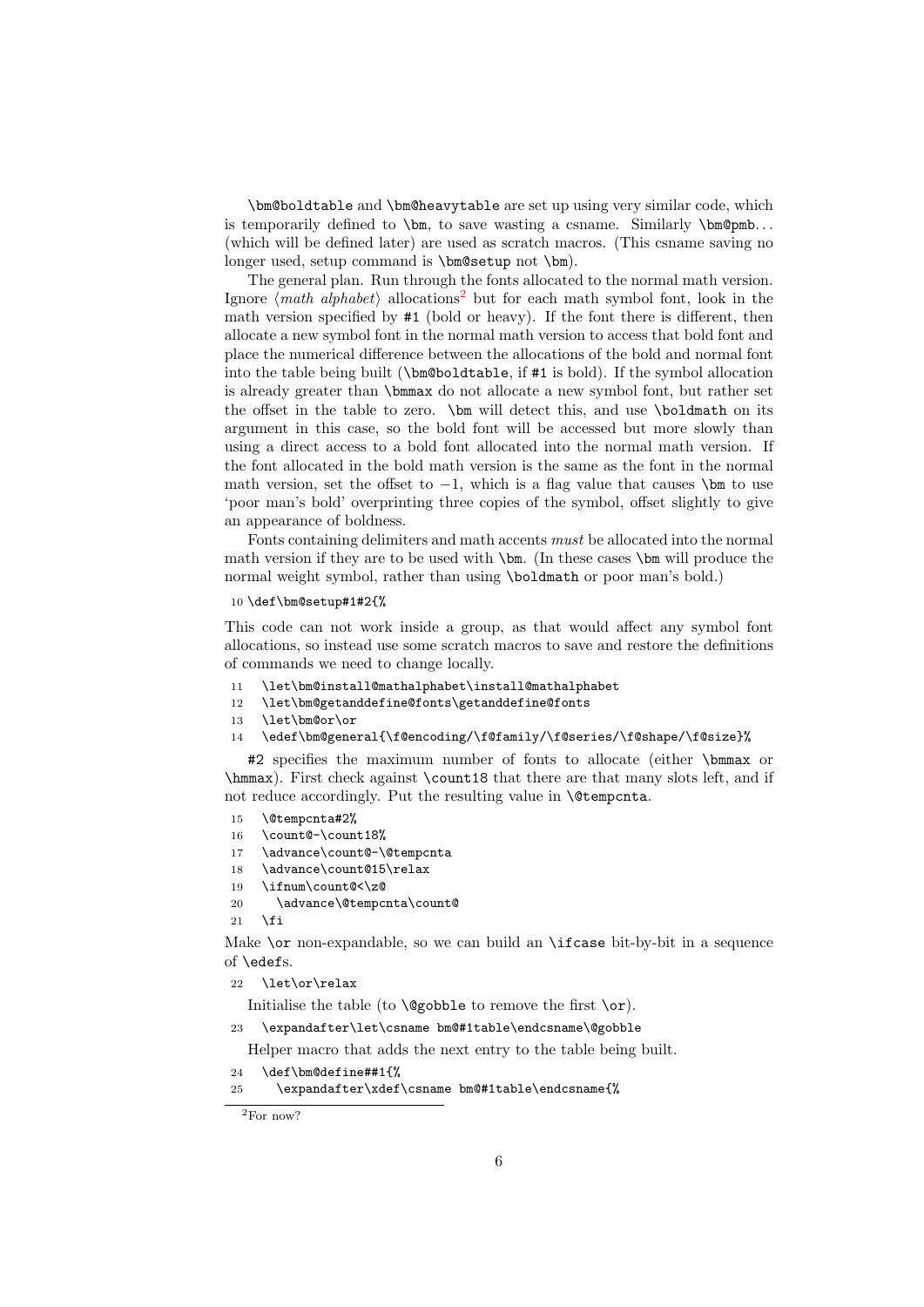`\bm@boldtable` and `\bm@heavytable` are set up using very similar code, which is temporarily defined to `\bm`, to save wasting a csname. Similarly `\bm@pmb`... (which will be defined later) are used as scratch macros. (This csname saving no longer used, setup command is `\bm@setup` not `\bm`).

The general plan. Run through the fonts allocated to the normal math version. Ignore ⟨*math alphabet*⟩ allocations[2] but for each math symbol font, look in the math version specified by `#1` (bold or heavy). If the font there is different, then allocate a new symbol font in the normal math version to access that bold font and place the numerical difference between the allocations of the bold and normal font into the table being built (`\bm@boldtable`, if `#1` is bold). If the symbol allocation is already greater than `\bmmax` do not allocate a new symbol font, but rather set the offset in the table to zero. `\bm` will detect this, and use `\boldmath` on its argument in this case, so the bold font will be accessed but more slowly than using a direct access to a bold font allocated into the normal math version. If the font allocated in the bold math version is the same as the font in the normal math version, set the offset to $-1$, which is a flag value that causes `\bm` to use 'poor man's bold' overprinting three copies of the symbol, offset slightly to give an appearance of boldness.

Fonts containing delimiters and math accents *must* be allocated into the normal math version if they are to be used with `\bm`. (In these cases `\bm` will produce the normal weight symbol, rather than using `\boldmath` or poor man's bold.)

```
10 \def\bm@setup#1#2{%
```

This code can not work inside a group, as that would affect any symbol font allocations, so instead use some scratch macros to save and restore the definitions of commands we need to change locally.

```
11   \let\bm@install@mathalphabet\install@mathalphabet
12   \let\bm@getanddefine@fonts\getanddefine@fonts
13   \let\bm@or\or
14   \edef\bm@general{\f@encoding/\f@family/\f@series/\f@shape/\f@size}%
```

`#2` specifies the maximum number of fonts to allocate (either `\bmmax` or `\hmmax`). First check against `\count18` that there are that many slots left, and if not reduce accordingly. Put the resulting value in `\@tempcnta`.

```
15   \@tempcnta#2%
16   \count@-\count18%
17   \advance\count@-\@tempcnta
18   \advance\count@15\relax
19   \ifnum\count@<\z@
20     \advance\@tempcnta\count@
21   \fi
```

Make `\or` non-expandable, so we can build an `\ifcase` bit-by-bit in a sequence of `\edef`s.

```
22   \let\or\relax
```

Initialise the table (to `\@gobble` to remove the first `\or`).

```
23   \expandafter\let\csname bm@#1table\endcsname\@gobble
```

Helper macro that adds the next entry to the table being built.

```
24   \def\bm@define##1{%
25     \expandafter\xdef\csname bm@#1table\endcsname{%
```

[2] For now?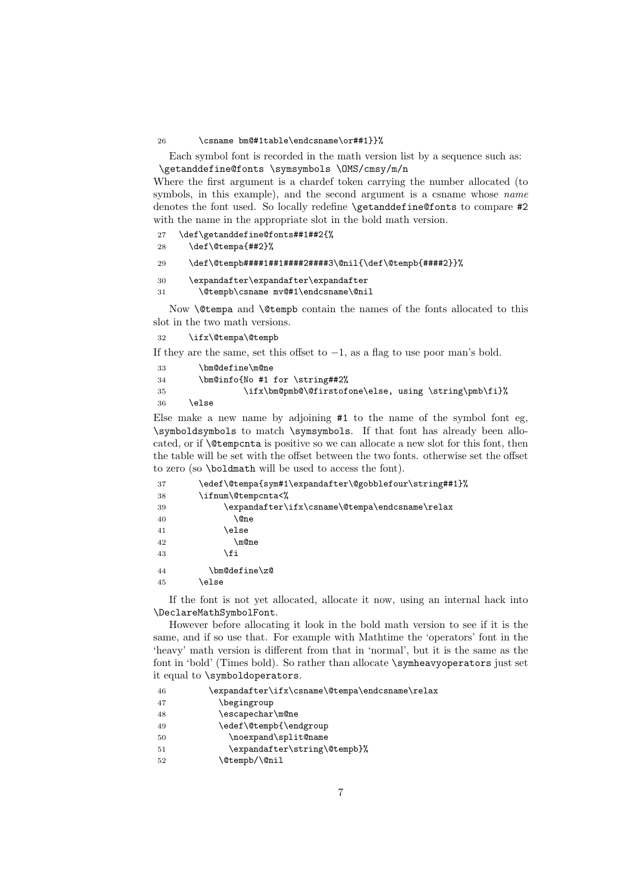```
26       \csname bm@#1table\endcsname\or##1}}%
```

Each symbol font is recorded in the math version list by a sequence such as:
`\getanddefine@fonts \symsymbols \OMS/cmsy/m/n`
Where the first argument is a chardef token carrying the number allocated (to symbols, in this example), and the second argument is a csname whose *name* denotes the font used. So locally redefine `\getanddefine@fonts` to compare `#2` with the name in the appropriate slot in the bold math version.

```
27   \def\getanddefine@fonts##1##2{%
28     \def\@tempa{##2}%
29     \def\@tempb####1##1####2####3\@nil{\def\@tempb{####2}}%
30     \expandafter\expandafter\expandafter
31       \@tempb\csname mv@#1\endcsname\@nil
```

Now `\@tempa` and `\@tempb` contain the names of the fonts allocated to this slot in the two math versions.

```
32     \ifx\@tempa\@tempb
```

If they are the same, set this offset to $-1$, as a flag to use poor man's bold.

```
33       \bm@define\m@ne
34       \bm@info{No #1 for \string##2%
35               \ifx\bm@pmb@\@firstofone\else, using \string\pmb\fi}%
36     \else
```

Else make a new name by adjoining `#1` to the name of the symbol font eg, `\symboldsymbols` to match `\symsymbols`. If that font has already been allocated, or if `\@tempcnta` is positive so we can allocate a new slot for this font, then the table will be set with the offset between the two fonts. otherwise set the offset to zero (so `\boldmath` will be used to access the font).

```
37       \edef\@tempa{sym#1\expandafter\@gobblefour\string##1}%
38       \ifnum\@tempcnta<%
39           \expandafter\ifx\csname\@tempa\endcsname\relax
40             \@ne
41           \else
42             \m@ne
43           \fi
44         \bm@define\z@
45       \else
```

If the font is not yet allocated, allocate it now, using an internal hack into `\DeclareMathSymbolFont`.

However before allocating it look in the bold math version to see if it is the same, and if so use that. For example with Mathtime the 'operators' font in the 'heavy' math version is different from that in 'normal', but it is the same as the font in 'bold' (Times bold). So rather than allocate `\symheavyoperators` just set it equal to `\symboldoperators`.

```
46         \expandafter\ifx\csname\@tempa\endcsname\relax
47           \begingroup
48           \escapechar\m@ne
49           \edef\@tempb{\endgroup
50             \noexpand\split@name
51             \expandafter\string\@tempb}%
52           \@tempb/\@nil
```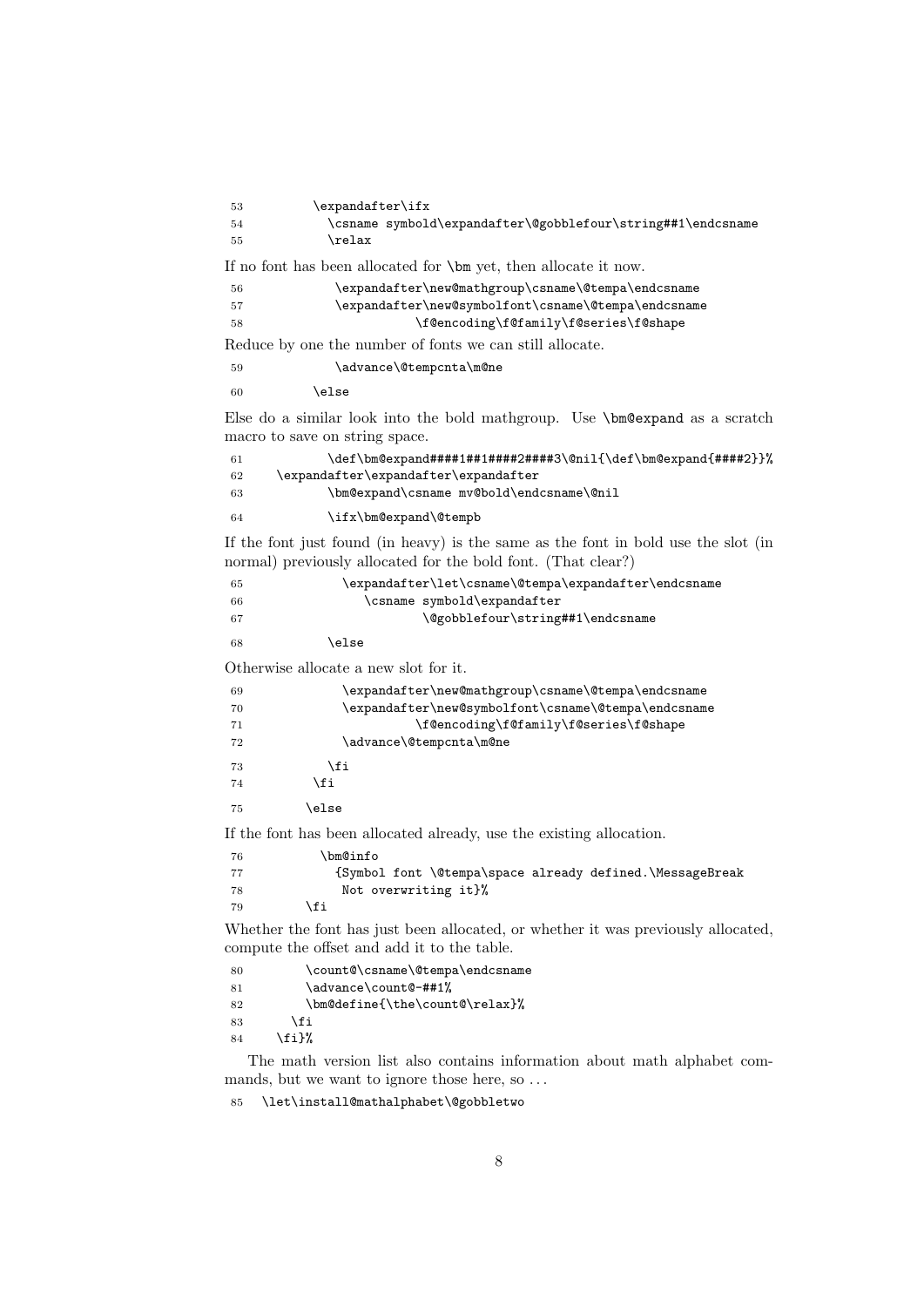```
53         \expandafter\ifx
54           \csname symbold\expandafter\@gobblefour\string##1\endcsname
55           \relax
```

If no font has been allocated for `\bm` yet, then allocate it now.

```
56             \expandafter\new@mathgroup\csname\@tempa\endcsname
57             \expandafter\new@symbolfont\csname\@tempa\endcsname
58                       \f@encoding\f@family\f@series\f@shape
```

Reduce by one the number of fonts we can still allocate.

```
59             \advance\@tempcnta\m@ne
60         \else
```

Else do a similar look into the bold mathgroup. Use `\bm@expand` as a scratch macro to save on string space.

```
61           \def\bm@expand####1##1####2####3\@nil{\def\bm@expand{####2}}%
62     \expandafter\expandafter\expandafter
63           \bm@expand\csname mv@bold\endcsname\@nil
64           \ifx\bm@expand\@tempb
```

If the font just found (in heavy) is the same as the font in bold use the slot (in normal) previously allocated for the bold font. (That clear?)

```
65             \expandafter\let\csname\@tempa\expandafter\endcsname
66                \csname symbold\expandafter
67                       \@gobblefour\string##1\endcsname
68           \else
```

Otherwise allocate a new slot for it.

```
69             \expandafter\new@mathgroup\csname\@tempa\endcsname
70             \expandafter\new@symbolfont\csname\@tempa\endcsname
71                       \f@encoding\f@family\f@series\f@shape
72             \advance\@tempcnta\m@ne
73           \fi
74         \fi
75       \else
```

If the font has been allocated already, use the existing allocation.

```
76           \bm@info
77             {Symbol font \@tempa\space already defined.\MessageBreak
78              Not overwriting it}%
79       \fi
```

Whether the font has just been allocated, or whether it was previously allocated, compute the offset and add it to the table.

```
80       \count@\csname\@tempa\endcsname
81       \advance\count@-##1%
82       \bm@define{\the\count@\relax}%
83     \fi
84   \fi}%
```

The math version list also contains information about math alphabet commands, but we want to ignore those here, so ...

```
85  \let\install@mathalphabet\@gobbletwo
```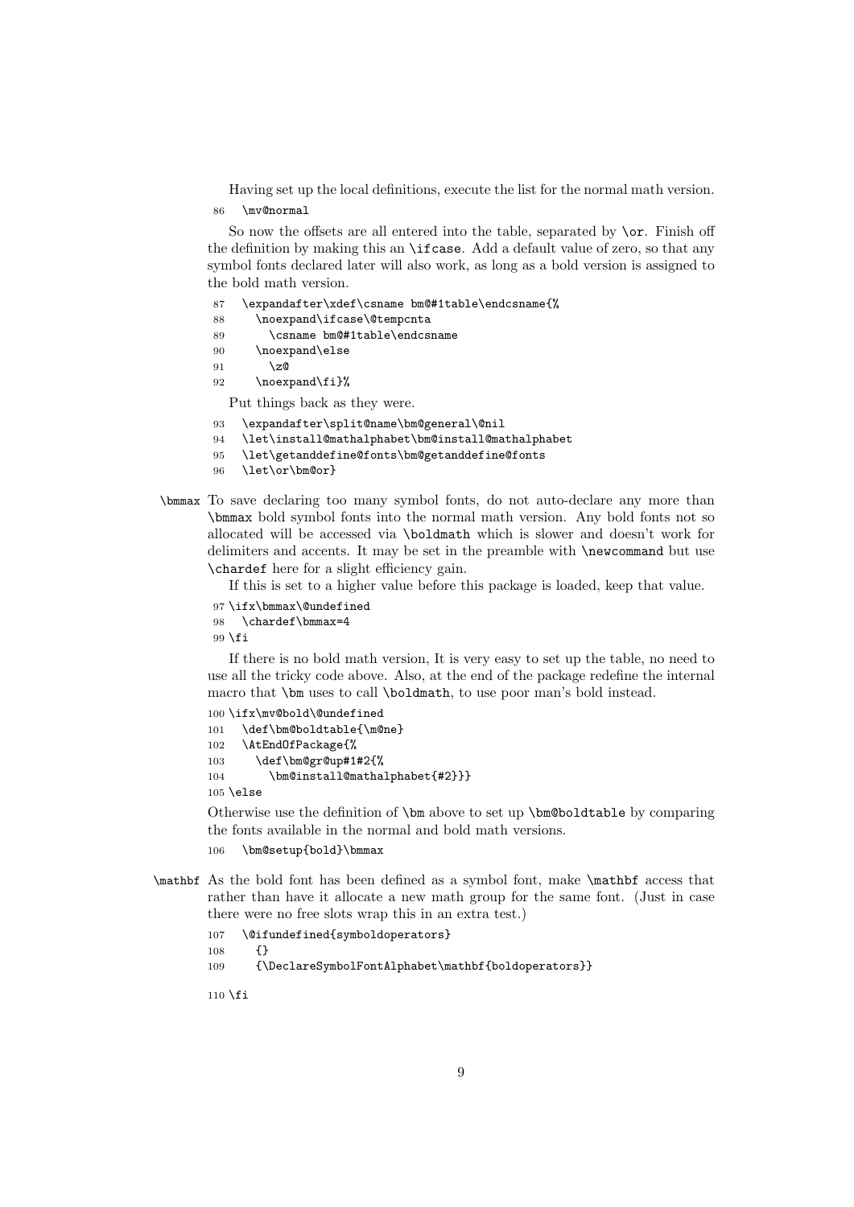Having set up the local definitions, execute the list for the normal math version.

```
86   \mv@normal
```

So now the offsets are all entered into the table, separated by `\or`. Finish off the definition by making this an `\ifcase`. Add a default value of zero, so that any symbol fonts declared later will also work, as long as a bold version is assigned to the bold math version.

```
87   \expandafter\xdef\csname bm@#1table\endcsname{%
88     \noexpand\ifcase\@tempcnta
89       \csname bm@#1table\endcsname
90     \noexpand\else
91       \z@
92     \noexpand\fi}%
```

Put things back as they were.

```
93   \expandafter\split@name\bm@general\@nil
94   \let\install@mathalphabet\bm@install@mathalphabet
95   \let\getanddefine@fonts\bm@getanddefine@fonts
96   \let\or\bm@or}
```

`\bmmax` To save declaring too many symbol fonts, do not auto-declare any more than `\bmmax` bold symbol fonts into the normal math version. Any bold fonts not so allocated will be accessed via `\boldmath` which is slower and doesn't work for delimiters and accents. It may be set in the preamble with `\newcommand` but use `\chardef` here for a slight efficiency gain.

If this is set to a higher value before this package is loaded, keep that value.

```
97 \ifx\bmmax\@undefined
98   \chardef\bmmax=4
99 \fi
```

If there is no bold math version, It is very easy to set up the table, no need to use all the tricky code above. Also, at the end of the package redefine the internal macro that `\bm` uses to call `\boldmath`, to use poor man's bold instead.

```
100 \ifx\mv@bold\@undefined
101   \def\bm@boldtable{\m@ne}
102   \AtEndOfPackage{%
103     \def\bm@gr@up#1#2{%
104       \bm@install@mathalphabet{#2}}}
105 \else
```

Otherwise use the definition of `\bm` above to set up `\bm@boldtable` by comparing the fonts available in the normal and bold math versions.

```
106   \bm@setup{bold}\bmmax
```

`\mathbf` As the bold font has been defined as a symbol font, make `\mathbf` access that rather than have it allocate a new math group for the same font. (Just in case there were no free slots wrap this in an extra test.)

```
107   \@ifundefined{symboldoperators}
108     {}
109     {\DeclareSymbolFontAlphabet\mathbf{boldoperators}}
```

```
110 \fi
```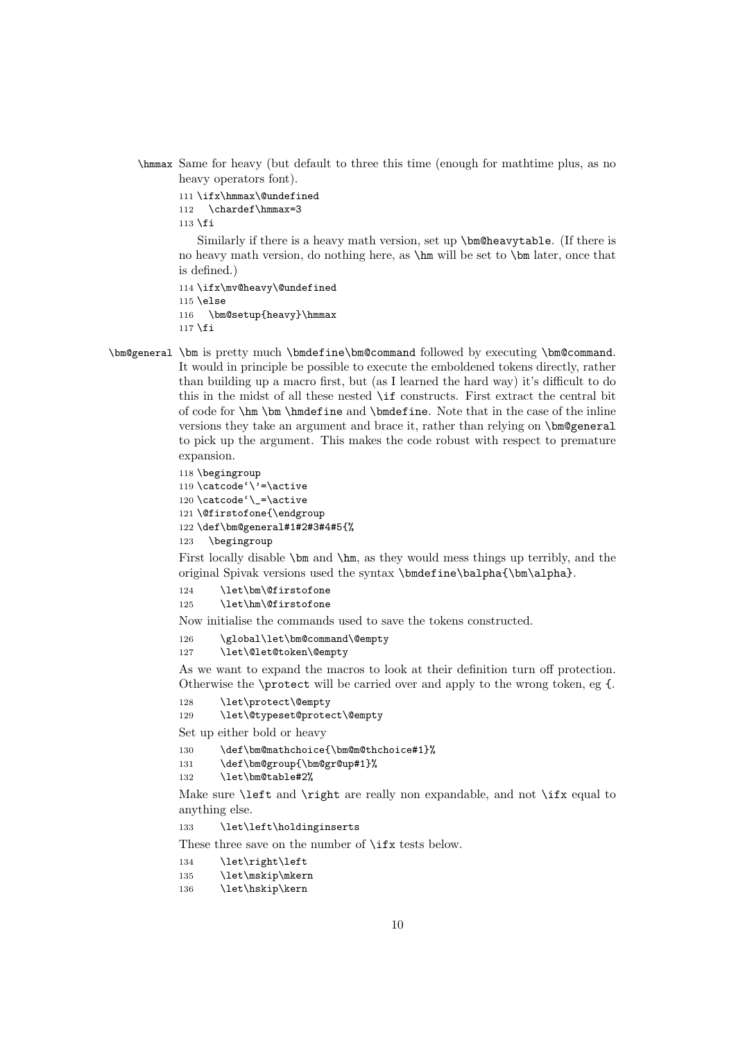\hmmax Same for heavy (but default to three this time (enough for mathtime plus, as no heavy operators font).

```
111 \ifx\hmmax\@undefined
112   \chardef\hmmax=3
113 \fi
```

Similarly if there is a heavy math version, set up \bm@heavytable. (If there is no heavy math version, do nothing here, as \hm will be set to \bm later, once that is defined.)

```
114 \ifx\mv@heavy\@undefined
115 \else
116   \bm@setup{heavy}\hmmax
117 \fi
```

\bm@general \bm is pretty much \bmdefine\bm@command followed by executing \bm@command. It would in principle be possible to execute the emboldened tokens directly, rather than building up a macro first, but (as I learned the hard way) it's difficult to do this in the midst of all these nested \if constructs. First extract the central bit of code for \hm \bm \hmdefine and \bmdefine. Note that in the case of the inline versions they take an argument and brace it, rather than relying on \bm@general to pick up the argument. This makes the code robust with respect to premature expansion.

```
118 \begingroup
119 \catcode`\'=\active
120 \catcode`\_=\active
121 \@firstofone{\endgroup
122 \def\bm@general#1#2#3#4#5{%
123   \begingroup
```

First locally disable \bm and \hm, as they would mess things up terribly, and the original Spivak versions used the syntax \bmdefine\balpha{\bm\alpha}.

```
124     \let\bm\@firstofone
125     \let\hm\@firstofone
```

Now initialise the commands used to save the tokens constructed.

```
126     \global\let\bm@command\@empty
127     \let\@let@token\@empty
```

As we want to expand the macros to look at their definition turn off protection. Otherwise the \protect will be carried over and apply to the wrong token, eg {.

```
128     \let\protect\@empty
129     \let\@typeset@protect\@empty
```

Set up either bold or heavy

```
130     \def\bm@mathchoice{\bm@m@thchoice#1}%
131     \def\bm@group{\bm@gr@up#1}%
132     \let\bm@table#2%
```

Make sure \left and \right are really non expandable, and not \ifx equal to anything else.

```
133     \let\left\holdinginserts
```

These three save on the number of \ifx tests below.

```
134     \let\right\left
135     \let\mskip\mkern
136     \let\hskip\kern
```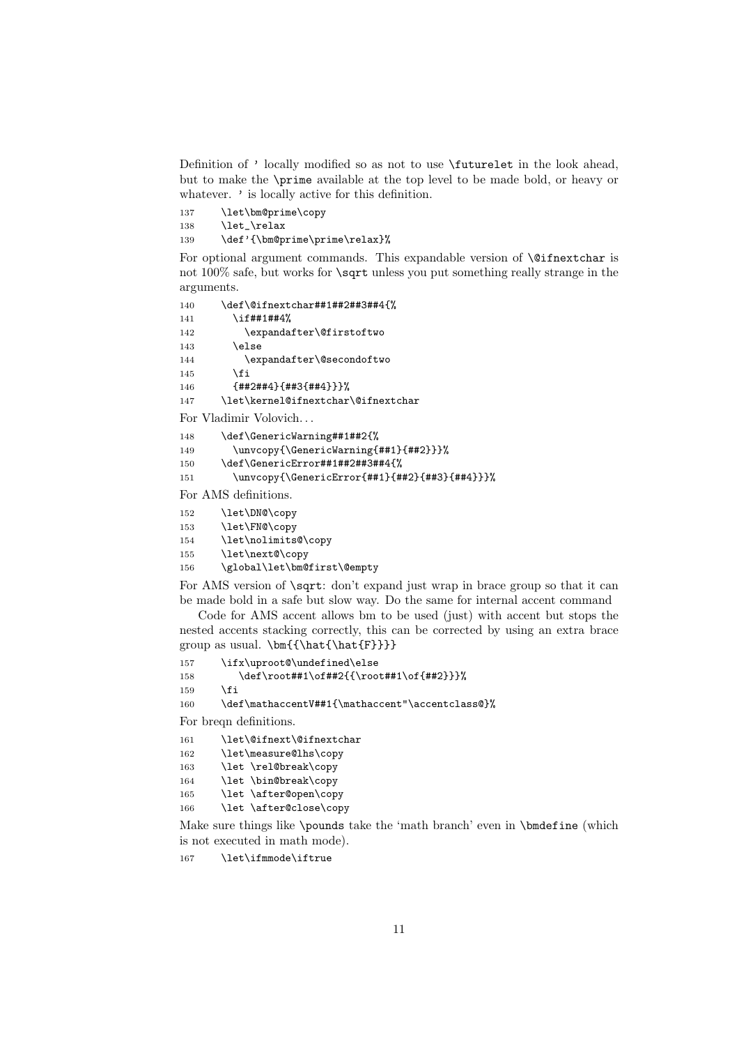Definition of `'` locally modified so as not to use `\futurelet` in the look ahead, but to make the `\prime` available at the top level to be made bold, or heavy or whatever. `'` is locally active for this definition.

```
137     \let\bm@prime\copy
138     \let_\relax
139     \def'{\bm@prime\prime\relax}%
```

For optional argument commands. This expandable version of `\@ifnextchar` is not 100% safe, but works for `\sqrt` unless you put something really strange in the arguments.

```
140     \def\@ifnextchar##1##2##3##4{%
141       \if##1##4%
142         \expandafter\@firstoftwo
143       \else
144         \expandafter\@secondoftwo
145       \fi
146       {##2##4}{##3{##4}}}%
147     \let\kernel@ifnextchar\@ifnextchar
```

For Vladimir Volovich...

```
148     \def\GenericWarning##1##2{%
149       \unvcopy{\GenericWarning{##1}{##2}}}%
150     \def\GenericError##1##2##3##4{%
151       \unvcopy{\GenericError{##1}{##2}{##3}{##4}}}%
```

For AMS definitions.

```
152     \let\DN@\copy
153     \let\FN@\copy
154     \let\nolimits@\copy
155     \let\next@\copy
156     \global\let\bm@first\@empty
```

For AMS version of `\sqrt`: don't expand just wrap in brace group so that it can be made bold in a safe but slow way. Do the same for internal accent command

Code for AMS accent allows bm to be used (just) with accent but stops the nested accents stacking correctly, this can be corrected by using an extra brace group as usual. `\bm{{\hat{\hat{F}}}}`

```
157     \ifx\uproot@\undefined\else
158        \def\root##1\of##2{{\root##1\of{##2}}}%
159     \fi
160     \def\mathaccentV##1{\mathaccent"\accentclass@}%
```

For breqn definitions.

```
161     \let\@ifnext\@ifnextchar
162     \let\measure@lhs\copy
163     \let \rel@break\copy
164     \let \bin@break\copy
165     \let \after@open\copy
166     \let \after@close\copy
```

Make sure things like `\pounds` take the 'math branch' even in `\bmdefine` (which is not executed in math mode).

```
167     \let\ifmmode\iftrue
```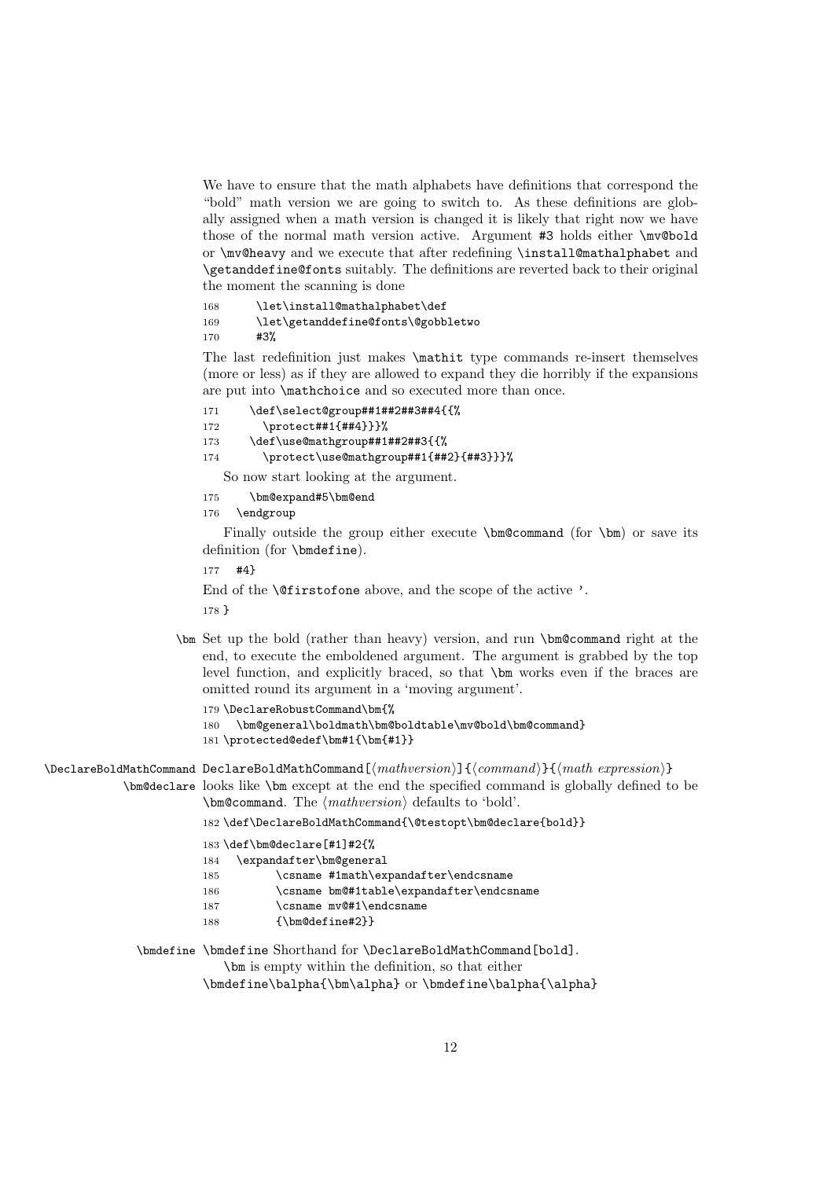We have to ensure that the math alphabets have definitions that correspond the "bold" math version we are going to switch to. As these definitions are globally assigned when a math version is changed it is likely that right now we have those of the normal math version active. Argument #3 holds either `\mv@bold` or `\mv@heavy` and we execute that after redefining `\install@mathalphabet` and `\getanddefine@fonts` suitably. The definitions are reverted back to their original the moment the scanning is done

```
168       \let\install@mathalphabet\def
169       \let\getanddefine@fonts\@gobbletwo
170       #3%
```

The last redefinition just makes `\mathit` type commands re-insert themselves (more or less) as if they are allowed to expand they die horribly if the expansions are put into `\mathchoice` and so executed more than once.

```
171       \def\select@group##1##2##3##4{{%
172         \protect##1{##4}}}%
173       \def\use@mathgroup##1##2##3{{%
174         \protect\use@mathgroup##1{##2}{##3}}}%
```

So now start looking at the argument.

```
175       \bm@expand#5\bm@end
176     \endgroup
```

Finally outside the group either execute `\bm@command` (for `\bm`) or save its definition (for `\bmdefine`).

```
177   #4}
```

End of the `\@firstofone` above, and the scope of the active `'`.

```
178 }
```

`\bm` Set up the bold (rather than heavy) version, and run `\bm@command` right at the end, to execute the emboldened argument. The argument is grabbed by the top level function, and explicitly braced, so that `\bm` works even if the braces are omitted round its argument in a 'moving argument'.

```
179 \DeclareRobustCommand\bm{%
180   \bm@general\boldmath\bm@boldtable\mv@bold\bm@command}
181 \protected@edef\bm#1{\bm{#1}}
```

`\DeclareBoldMathCommand` `\bm@declare` DeclareBoldMathCommand[⟨*mathversion*⟩]{⟨*command*⟩}{⟨*math expression*⟩} looks like `\bm` except at the end the specified command is globally defined to be `\bm@command`. The ⟨*mathversion*⟩ defaults to 'bold'.

```
182 \def\DeclareBoldMathCommand{\@testopt\bm@declare{bold}}
183 \def\bm@declare[#1]#2{%
184   \expandafter\bm@general
185         \csname #1math\expandafter\endcsname
186         \csname bm@#1table\expandafter\endcsname
187         \csname mv@#1\endcsname
188         {\bm@define#2}}
```

`\bmdefine` `\bmdefine` Shorthand for `\DeclareBoldMathCommand[bold]`.

`\bm` is empty within the definition, so that either
`\bmdefine\balpha{\bm\alpha}` or `\bmdefine\balpha{\alpha}`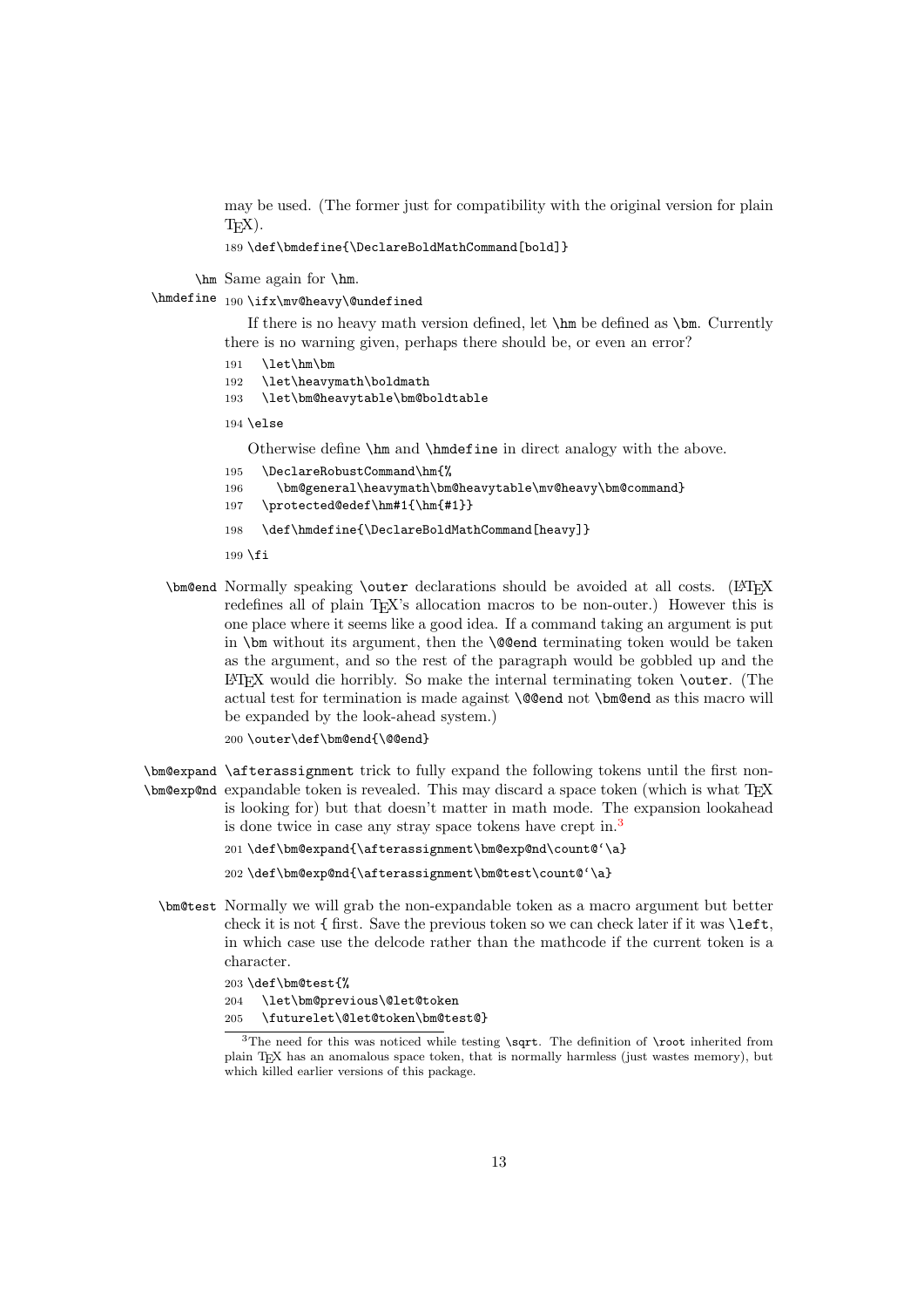may be used. (The former just for compatibility with the original version for plain TEX).

```
189 \def\bmdefine{\DeclareBoldMathCommand[bold]}
```

\hm Same again for \hm.

\hmdefine

```
190 \ifx\mv@heavy\@undefined
```

If there is no heavy math version defined, let \hm be defined as \bm. Currently there is no warning given, perhaps there should be, or even an error?

```
191   \let\hm\bm
192   \let\heavymath\boldmath
193   \let\bm@heavytable\bm@boldtable
194 \else
```

Otherwise define \hm and \hmdefine in direct analogy with the above.

```
195   \DeclareRobustCommand\hm{%
196     \bm@general\heavymath\bm@heavytable\mv@heavy\bm@command}
197   \protected@edef\hm#1{\hm{#1}}
198   \def\hmdefine{\DeclareBoldMathCommand[heavy]}
199 \fi
```

\bm@end Normally speaking \outer declarations should be avoided at all costs. (LATEX redefines all of plain TEX's allocation macros to be non-outer.) However this is one place where it seems like a good idea. If a command taking an argument is put in \bm without its argument, then the \@@end terminating token would be taken as the argument, and so the rest of the paragraph would be gobbled up and the LATEX would die horribly. So make the internal terminating token \outer. (The actual test for termination is made against \@@end not \bm@end as this macro will be expanded by the look-ahead system.)

```
200 \outer\def\bm@end{\@@end}
```

\bm@expand \bm@exp@nd \afterassignment trick to fully expand the following tokens until the first non-expandable token is revealed. This may discard a space token (which is what TEX is looking for) but that doesn't matter in math mode. The expansion lookahead is done twice in case any stray space tokens have crept in.[3]

```
201 \def\bm@expand{\afterassignment\bm@exp@nd\count@`\a}
202 \def\bm@exp@nd{\afterassignment\bm@test\count@`\a}
```

\bm@test Normally we will grab the non-expandable token as a macro argument but better check it is not { first. Save the previous token so we can check later if it was \left, in which case use the delcode rather than the mathcode if the current token is a character.

```
203 \def\bm@test{%
204   \let\bm@previous\@let@token
205   \futurelet\@let@token\bm@test@}
```

[3]The need for this was noticed while testing \sqrt. The definition of \root inherited from plain TEX has an anomalous space token, that is normally harmless (just wastes memory), but which killed earlier versions of this package.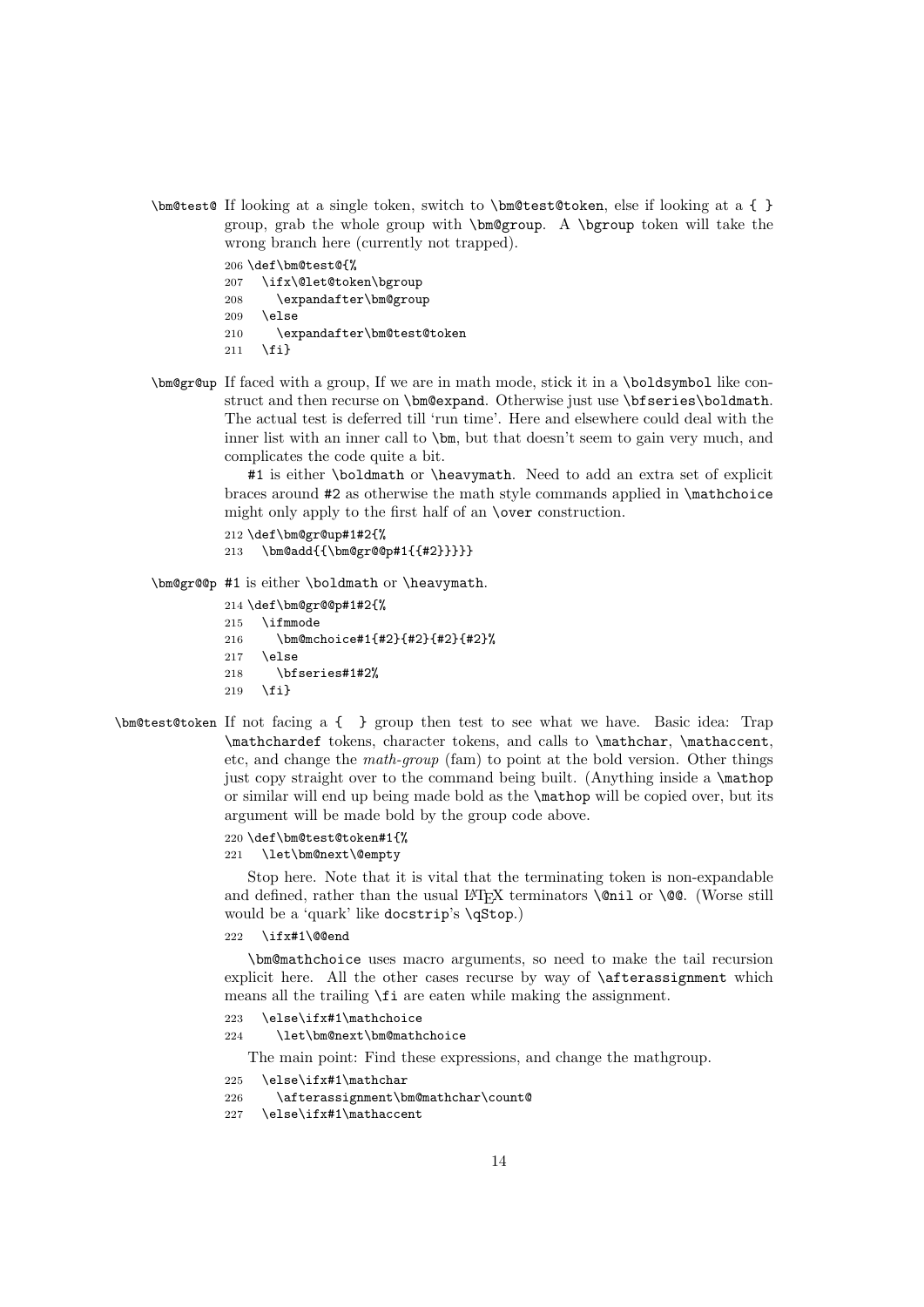`\bm@test@` If looking at a single token, switch to `\bm@test@token`, else if looking at a `{ }` group, grab the whole group with `\bm@group`. A `\bgroup` token will take the wrong branch here (currently not trapped).

```
206 \def\bm@test@{%
207   \ifx\@let@token\bgroup
208     \expandafter\bm@group
209   \else
210     \expandafter\bm@test@token
211   \fi}
```

`\bm@gr@up` If faced with a group, If we are in math mode, stick it in a `\boldsymbol` like construct and then recurse on `\bm@expand`. Otherwise just use `\bfseries\boldmath`. The actual test is deferred till 'run time'. Here and elsewhere could deal with the inner list with an inner call to `\bm`, but that doesn't seem to gain very much, and complicates the code quite a bit.

`#1` is either `\boldmath` or `\heavymath`. Need to add an extra set of explicit braces around `#2` as otherwise the math style commands applied in `\mathchoice` might only apply to the first half of an `\over` construction.

```
212 \def\bm@gr@up#1#2{%
213   \bm@add{{\bm@gr@@p#1{{#2}}}}}
```

`\bm@gr@@p` `#1` is either `\boldmath` or `\heavymath`.

```
214 \def\bm@gr@@p#1#2{%
215   \ifmmode
216     \bm@mchoice#1{#2}{#2}{#2}{#2}%
217   \else
218     \bfseries#1#2%
219   \fi}
```

`\bm@test@token` If not facing a `{ }` group then test to see what we have. Basic idea: Trap `\mathchardef` tokens, character tokens, and calls to `\mathchar`, `\mathaccent`, etc, and change the *math-group* (fam) to point at the bold version. Other things just copy straight over to the command being built. (Anything inside a `\mathop` or similar will end up being made bold as the `\mathop` will be copied over, but its argument will be made bold by the group code above.

```
220 \def\bm@test@token#1{%
221   \let\bm@next\@empty
```

Stop here. Note that it is vital that the terminating token is non-expandable and defined, rather than the usual LaTeX terminators `\@nil` or `\@@`. (Worse still would be a 'quark' like `docstrip`'s `\qStop`.)

```
222   \ifx#1\@@end
```

`\bm@mathchoice` uses macro arguments, so need to make the tail recursion explicit here. All the other cases recurse by way of `\afterassignment` which means all the trailing `\fi` are eaten while making the assignment.

```
223   \else\ifx#1\mathchoice
224     \let\bm@next\bm@mathchoice
```

The main point: Find these expressions, and change the mathgroup.

```
225   \else\ifx#1\mathchar
226     \afterassignment\bm@mathchar\count@
227   \else\ifx#1\mathaccent
```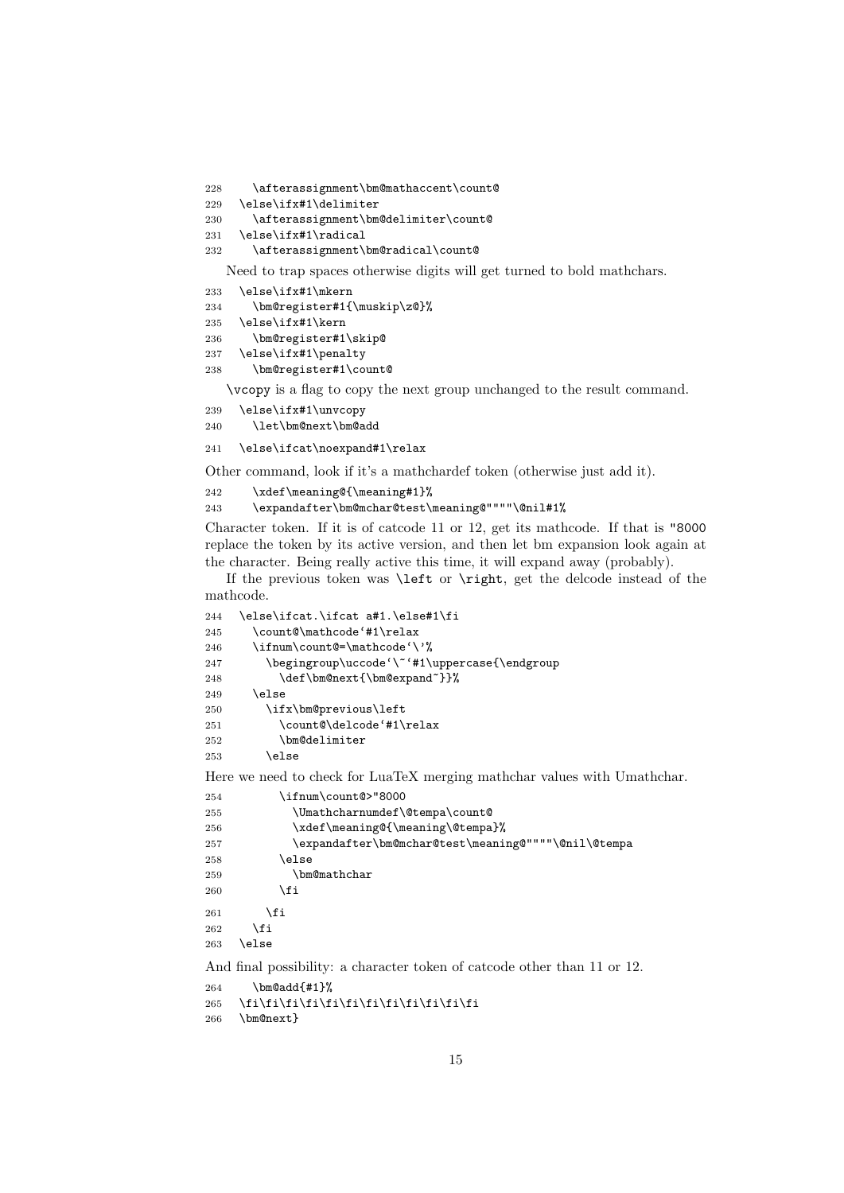```
228     \afterassignment\bm@mathaccent\count@
229   \else\ifx#1\delimiter
230     \afterassignment\bm@delimiter\count@
231   \else\ifx#1\radical
232     \afterassignment\bm@radical\count@
```

Need to trap spaces otherwise digits will get turned to bold mathchars.

```
233   \else\ifx#1\mkern
234     \bm@register#1{\muskip\z@}%
235   \else\ifx#1\kern
236     \bm@register#1\skip@
237   \else\ifx#1\penalty
238     \bm@register#1\count@
```

\vcopy is a flag to copy the next group unchanged to the result command.

```
239   \else\ifx#1\unvcopy
240     \let\bm@next\bm@add
241   \else\ifcat\noexpand#1\relax
```

Other command, look if it's a mathchardef token (otherwise just add it).

```
242     \xdef\meaning@{\meaning#1}%
243     \expandafter\bm@mchar@test\meaning@""""\@nil#1%
```

Character token. If it is of catcode 11 or 12, get its mathcode. If that is "8000 replace the token by its active version, and then let bm expansion look again at the character. Being really active this time, it will expand away (probably).

If the previous token was \left or \right, get the delcode instead of the mathcode.

```
244   \else\ifcat.\ifcat a#1.\else#1\fi
245     \count@\mathcode`#1\relax
246     \ifnum\count@=\mathcode`\'%
247       \begingroup\uccode`\~`#1\uppercase{\endgroup
248         \def\bm@next{\bm@expand~}}%
249     \else
250       \ifx\bm@previous\left
251         \count@\delcode`#1\relax
252         \bm@delimiter
253       \else
```

Here we need to check for LuaTeX merging mathchar values with Umathchar.

```
254         \ifnum\count@>"8000
255           \Umathcharnumdef\@tempa\count@
256           \xdef\meaning@{\meaning\@tempa}%
257           \expandafter\bm@mchar@test\meaning@""""\@nil\@tempa
258         \else
259           \bm@mathchar
260         \fi
261       \fi
262     \fi
263   \else
```

And final possibility: a character token of catcode other than 11 or 12.

```
264     \bm@add{#1}%
265   \fi\fi\fi\fi\fi\fi\fi\fi\fi\fi\fi\fi
266   \bm@next}
```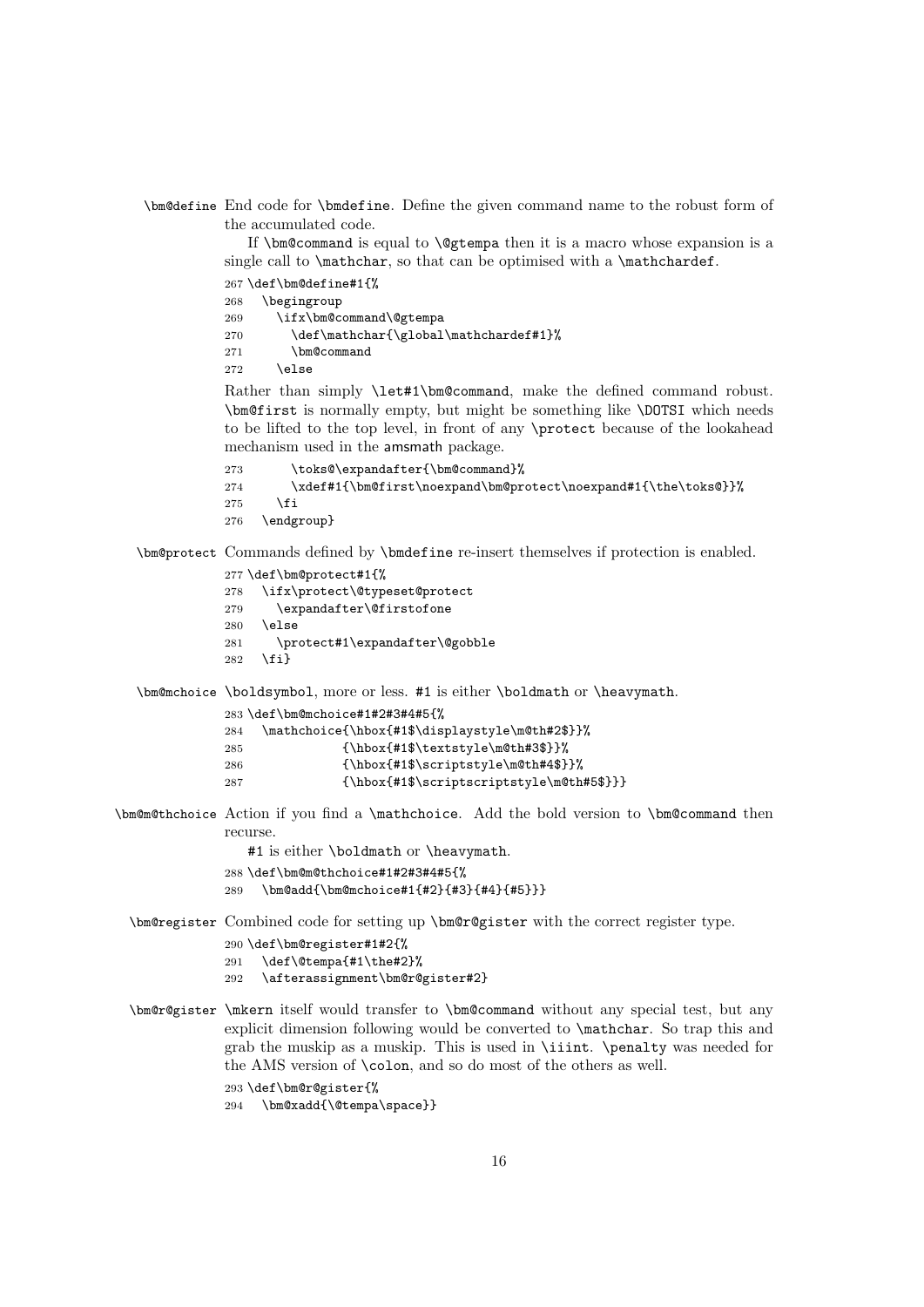`\bm@define` End code for `\bmdefine`. Define the given command name to the robust form of the accumulated code.

If `\bm@command` is equal to `\@gtempa` then it is a macro whose expansion is a single call to `\mathchar`, so that can be optimised with a `\mathchardef`.

```
267 \def\bm@define#1{%
268   \begingroup
269     \ifx\bm@command\@gtempa
270       \def\mathchar{\global\mathchardef#1}%
271       \bm@command
272     \else
```

Rather than simply `\let#1\bm@command`, make the defined command robust. `\bm@first` is normally empty, but might be something like `\DOTSI` which needs to be lifted to the top level, in front of any `\protect` because of the lookahead mechanism used in the amsmath package.

```
273       \toks@\expandafter{\bm@command}%
274       \xdef#1{\bm@first\noexpand\bm@protect\noexpand#1{\the\toks@}}%
275     \fi
276   \endgroup}
```

`\bm@protect` Commands defined by `\bmdefine` re-insert themselves if protection is enabled.

```
277 \def\bm@protect#1{%
278   \ifx\protect\@typeset@protect
279     \expandafter\@firstofone
280   \else
281     \protect#1\expandafter\@gobble
282   \fi}
```

`\bm@mchoice` `\boldsymbol`, more or less. #1 is either `\boldmath` or `\heavymath`.

```
283 \def\bm@mchoice#1#2#3#4#5{%
284   \mathchoice{\hbox{#1$\displaystyle\m@th#2$}}%
285              {\hbox{#1$\textstyle\m@th#3$}}%
286              {\hbox{#1$\scriptstyle\m@th#4$}}%
287              {\hbox{#1$\scriptscriptstyle\m@th#5$}}}
```

`\bm@m@thchoice` Action if you find a `\mathchoice`. Add the bold version to `\bm@command` then recurse.

#1 is either `\boldmath` or `\heavymath`.

```
288 \def\bm@m@thchoice#1#2#3#4#5{%
289   \bm@add{\bm@mchoice#1{#2}{#3}{#4}{#5}}}
```

`\bm@register` Combined code for setting up `\bm@r@gister` with the correct register type.

```
290 \def\bm@register#1#2{%
291   \def\@tempa{#1\the#2}%
292   \afterassignment\bm@r@gister#2}
```

`\bm@r@gister` `\mkern` itself would transfer to `\bm@command` without any special test, but any explicit dimension following would be converted to `\mathchar`. So trap this and grab the muskip as a muskip. This is used in `\iiint`. `\penalty` was needed for the AMS version of `\colon`, and so do most of the others as well.

```
293 \def\bm@r@gister{%
294   \bm@xadd{\@tempa\space}}
```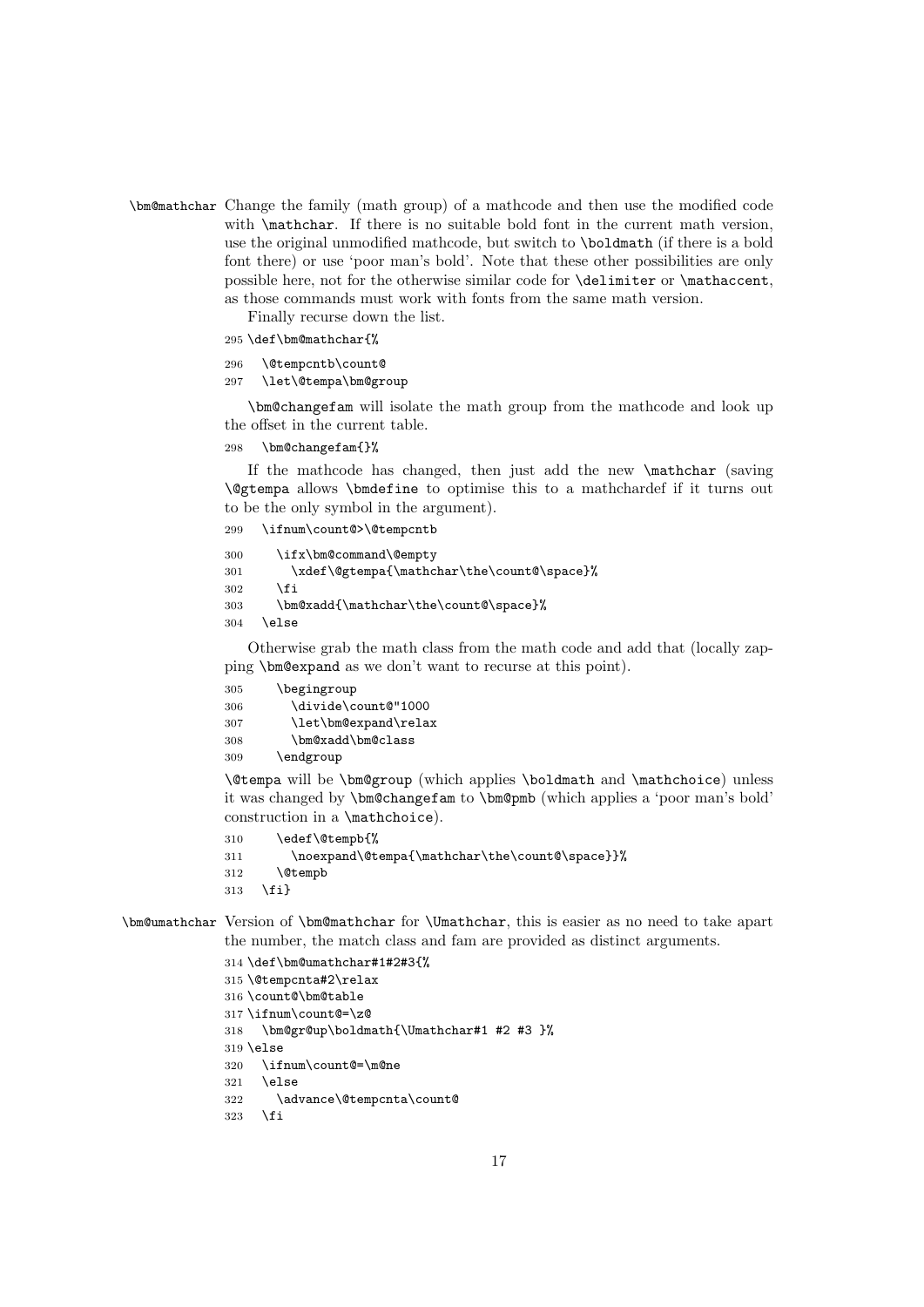`\bm@mathchar` Change the family (math group) of a mathcode and then use the modified code with `\mathchar`. If there is no suitable bold font in the current math version, use the original unmodified mathcode, but switch to `\boldmath` (if there is a bold font there) or use 'poor man's bold'. Note that these other possibilities are only possible here, not for the otherwise similar code for `\delimiter` or `\mathaccent`, as those commands must work with fonts from the same math version.

Finally recurse down the list.

```
295 \def\bm@mathchar{%
296   \@tempcntb\count@
297   \let\@tempa\bm@group
```

`\bm@changefam` will isolate the math group from the mathcode and look up the offset in the current table.

```
298   \bm@changefam{}%
```

If the mathcode has changed, then just add the new `\mathchar` (saving `\@gtempa` allows `\bmdefine` to optimise this to a mathchardef if it turns out to be the only symbol in the argument).

```
299   \ifnum\count@>\@tempcntb
300     \ifx\bm@command\@empty
301       \xdef\@gtempa{\mathchar\the\count@\space}%
302     \fi
303     \bm@xadd{\mathchar\the\count@\space}%
304   \else
```

Otherwise grab the math class from the math code and add that (locally zapping `\bm@expand` as we don't want to recurse at this point).

```
305     \begingroup
306       \divide\count@"1000
307       \let\bm@expand\relax
308       \bm@xadd\bm@class
309     \endgroup
```

`\@tempa` will be `\bm@group` (which applies `\boldmath` and `\mathchoice`) unless it was changed by `\bm@changefam` to `\bm@pmb` (which applies a 'poor man's bold' construction in a `\mathchoice`).

```
310     \edef\@tempb{%
311       \noexpand\@tempa{\mathchar\the\count@\space}}%
312     \@tempb
313   \fi}
```

`\bm@umathchar` Version of `\bm@mathchar` for `\Umathchar`, this is easier as no need to take apart the number, the match class and fam are provided as distinct arguments.

```
314 \def\bm@umathchar#1#2#3{%
315 \@tempcnta#2\relax
316 \count@\bm@table
317 \ifnum\count@=\z@
318   \bm@gr@up\boldmath{\Umathchar#1 #2 #3 }%
319 \else
320   \ifnum\count@=\m@ne
321   \else
322     \advance\@tempcnta\count@
323   \fi
```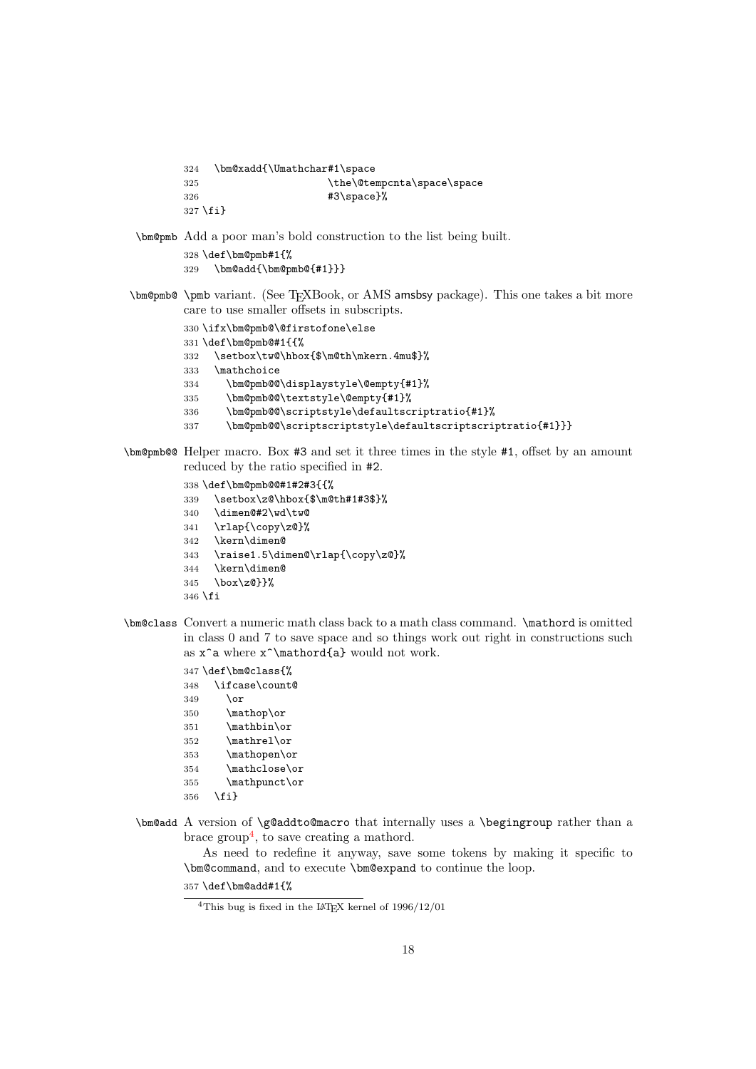```
324   \bm@xadd{\Umathchar#1\space
325                       \the\@tempcnta\space\space
326                       #3\space}%
327 \fi}
```

**\bm@pmb** Add a poor man's bold construction to the list being built.

```
328 \def\bm@pmb#1{%
329   \bm@add{\bm@pmb@{#1}}}
```

**\bm@pmb@** \pmb variant. (See TEXBook, or AMS amsbsy package). This one takes a bit more care to use smaller offsets in subscripts.

```
330 \ifx\bm@pmb@\@firstofone\else
331 \def\bm@pmb@#1{{%
332   \setbox\tw@\hbox{$\m@th\mkern.4mu$}%
333   \mathchoice
334     \bm@pmb@@\displaystyle\@empty{#1}%
335     \bm@pmb@@\textstyle\@empty{#1}%
336     \bm@pmb@@\scriptstyle\defaultscriptratio{#1}%
337     \bm@pmb@@\scriptscriptstyle\defaultscriptscriptratio{#1}}}
```

**\bm@pmb@@** Helper macro. Box #3 and set it three times in the style #1, offset by an amount reduced by the ratio specified in #2.

```
338 \def\bm@pmb@@#1#2#3{{%
339   \setbox\z@\hbox{$\m@th#1#3$}%
340   \dimen@#2\wd\tw@
341   \rlap{\copy\z@}%
342   \kern\dimen@
343   \raise1.5\dimen@\rlap{\copy\z@}%
344   \kern\dimen@
345   \box\z@}}%
346 \fi
```

**\bm@class** Convert a numeric math class back to a math class command. \mathord is omitted in class 0 and 7 to save space and so things work out right in constructions such as x^a where x^\mathord{a} would not work.

```
347 \def\bm@class{%
348   \ifcase\count@
349     \or
350     \mathop\or
351     \mathbin\or
352     \mathrel\or
353     \mathopen\or
354     \mathclose\or
355     \mathpunct\or
356   \fi}
```

**\bm@add** A version of \g@addto@macro that internally uses a \begingroup rather than a brace group[4], to save creating a mathord.

As need to redefine it anyway, save some tokens by making it specific to \bm@command, and to execute \bm@expand to continue the loop.

```
357 \def\bm@add#1{%
```

[4]This bug is fixed in the LaTeX kernel of 1996/12/01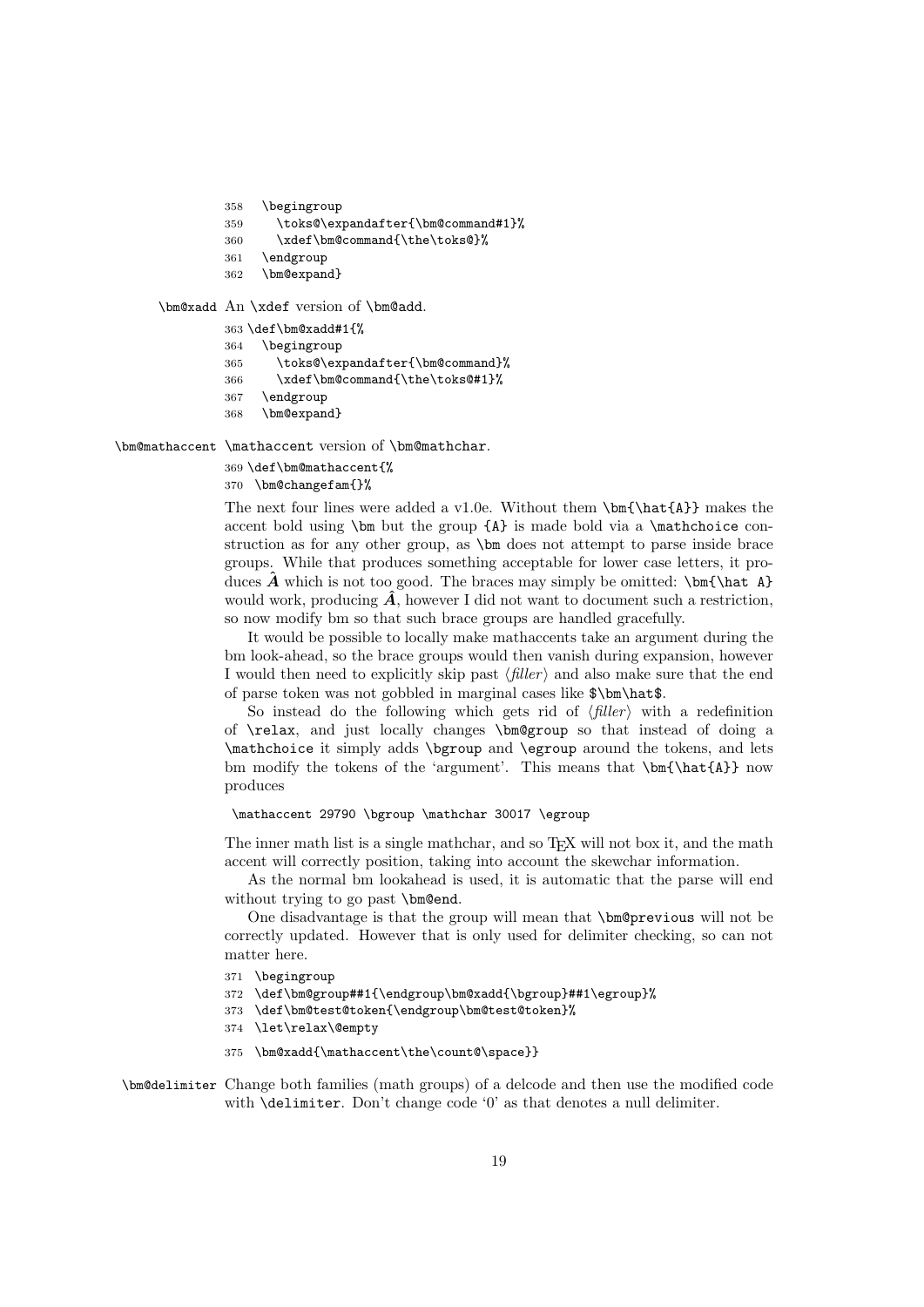```
358   \begingroup
359     \toks@\expandafter{\bm@command#1}%
360     \xdef\bm@command{\the\toks@}%
361   \endgroup
362   \bm@expand}
```

`\bm@xadd` An `\xdef` version of `\bm@add`.

```
363 \def\bm@xadd#1{%
364   \begingroup
365     \toks@\expandafter{\bm@command}%
366     \xdef\bm@command{\the\toks@#1}%
367   \endgroup
368   \bm@expand}
```

`\bm@mathaccent` `\mathaccent` version of `\bm@mathchar`.

```
369 \def\bm@mathaccent{%
370   \bm@changefam{}%
```

The next four lines were added a v1.0e. Without them `\bm{\hat{A}}` makes the accent bold using `\bm` but the group `{A}` is made bold via a `\mathchoice` construction as for any other group, as `\bm` does not attempt to parse inside brace groups. While that produces something acceptable for lower case letters, it produces $\hat{\boldsymbol{A}}$ which is not too good. The braces may simply be omitted: `\bm{\hat A}` would work, producing $\boldsymbol{\hat{A}}$, however I did not want to document such a restriction, so now modify bm so that such brace groups are handled gracefully.

It would be possible to locally make mathaccents take an argument during the bm look-ahead, so the brace groups would then vanish during expansion, however I would then need to explicitly skip past ⟨*filler*⟩ and also make sure that the end of parse token was not gobbled in marginal cases like `$\bm\hat$`.

So instead do the following which gets rid of ⟨*filler*⟩ with a redefinition of `\relax`, and just locally changes `\bm@group` so that instead of doing a `\mathchoice` it simply adds `\bgroup` and `\egroup` around the tokens, and lets bm modify the tokens of the 'argument'. This means that `\bm{\hat{A}}` now produces

```
\mathaccent 29790 \bgroup \mathchar 30017 \egroup
```

The inner math list is a single mathchar, and so TEX will not box it, and the math accent will correctly position, taking into account the skewchar information.

As the normal bm lookahead is used, it is automatic that the parse will end without trying to go past `\bm@end`.

One disadvantage is that the group will mean that `\bm@previous` will not be correctly updated. However that is only used for delimiter checking, so can not matter here.

```
371   \begingroup
372   \def\bm@group##1{\endgroup\bm@xadd{\bgroup}##1\egroup}%
373   \def\bm@test@token{\endgroup\bm@test@token}%
374   \let\relax\@empty
375   \bm@xadd{\mathaccent\the\count@\space}}
```

`\bm@delimiter` Change both families (math groups) of a delcode and then use the modified code with `\delimiter`. Don't change code '0' as that denotes a null delimiter.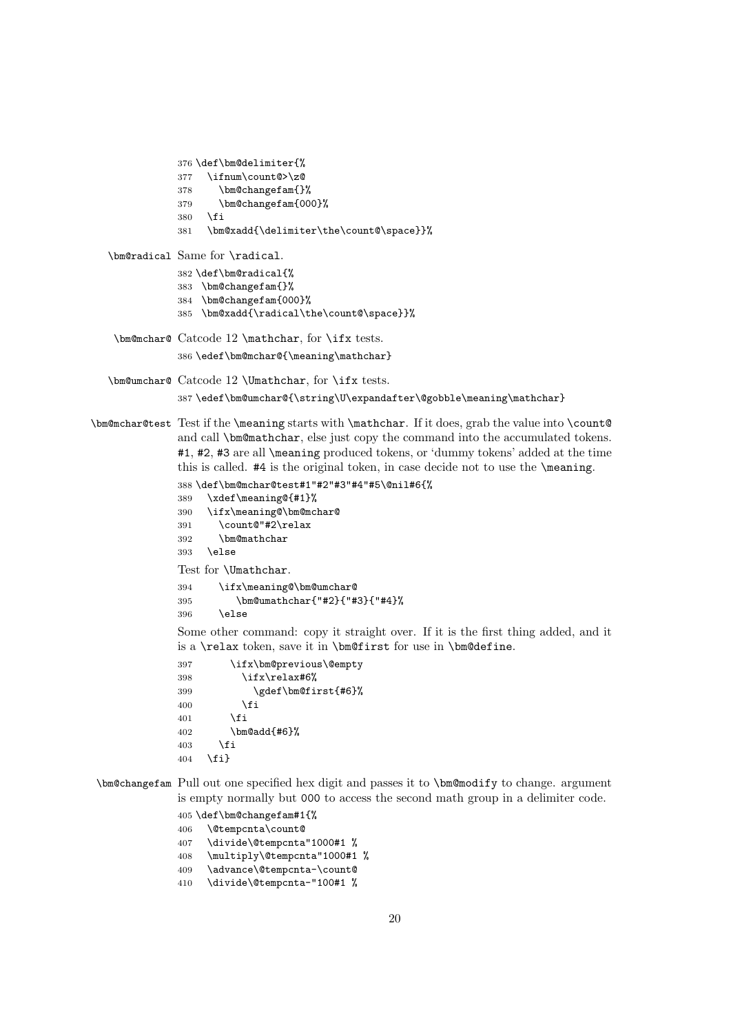```
376 \def\bm@delimiter{%
377   \ifnum\count@>\z@
378     \bm@changefam{}%
379     \bm@changefam{000}%
380   \fi
381   \bm@xadd{\delimiter\the\count@\space}}%
```

`\bm@radical` Same for `\radical`.

```
382 \def\bm@radical{%
383  \bm@changefam{}%
384  \bm@changefam{000}%
385  \bm@xadd{\radical\the\count@\space}}%
```

`\bm@mchar@` Catcode 12 `\mathchar`, for `\ifx` tests.

```
386 \edef\bm@mchar@{\meaning\mathchar}
```

`\bm@umchar@` Catcode 12 `\Umathchar`, for `\ifx` tests.

```
387 \edef\bm@umchar@{\string\U\expandafter\@gobble\meaning\mathchar}
```

`\bm@mchar@test` Test if the `\meaning` starts with `\mathchar`. If it does, grab the value into `\count@` and call `\bm@mathchar`, else just copy the command into the accumulated tokens. `#1`, `#2`, `#3` are all `\meaning` produced tokens, or 'dummy tokens' added at the time this is called. `#4` is the original token, in case decide not to use the `\meaning`.

```
388 \def\bm@mchar@test#1"#2"#3"#4"#5\@nil#6{%
389   \xdef\meaning@{#1}%
390   \ifx\meaning@\bm@mchar@
391     \count@"#2\relax
392     \bm@mathchar
393   \else
```

Test for `\Umathchar`.

```
394     \ifx\meaning@\bm@umchar@
395        \bm@umathchar{"#2}{"#3}{"#4}%
396     \else
```

Some other command: copy it straight over. If it is the first thing added, and it is a `\relax` token, save it in `\bm@first` for use in `\bm@define`.

```
397       \ifx\bm@previous\@empty
398         \ifx\relax#6%
399           \gdef\bm@first{#6}%
400         \fi
401       \fi
402       \bm@add{#6}%
403     \fi
404   \fi}
```

`\bm@changefam` Pull out one specified hex digit and passes it to `\bm@modify` to change. argument is empty normally but `000` to access the second math group in a delimiter code.

```
405 \def\bm@changefam#1{%
406   \@tempcnta\count@
407   \divide\@tempcnta"1000#1 %
408   \multiply\@tempcnta"1000#1 %
409   \advance\@tempcnta-\count@
410   \divide\@tempcnta-"100#1 %
```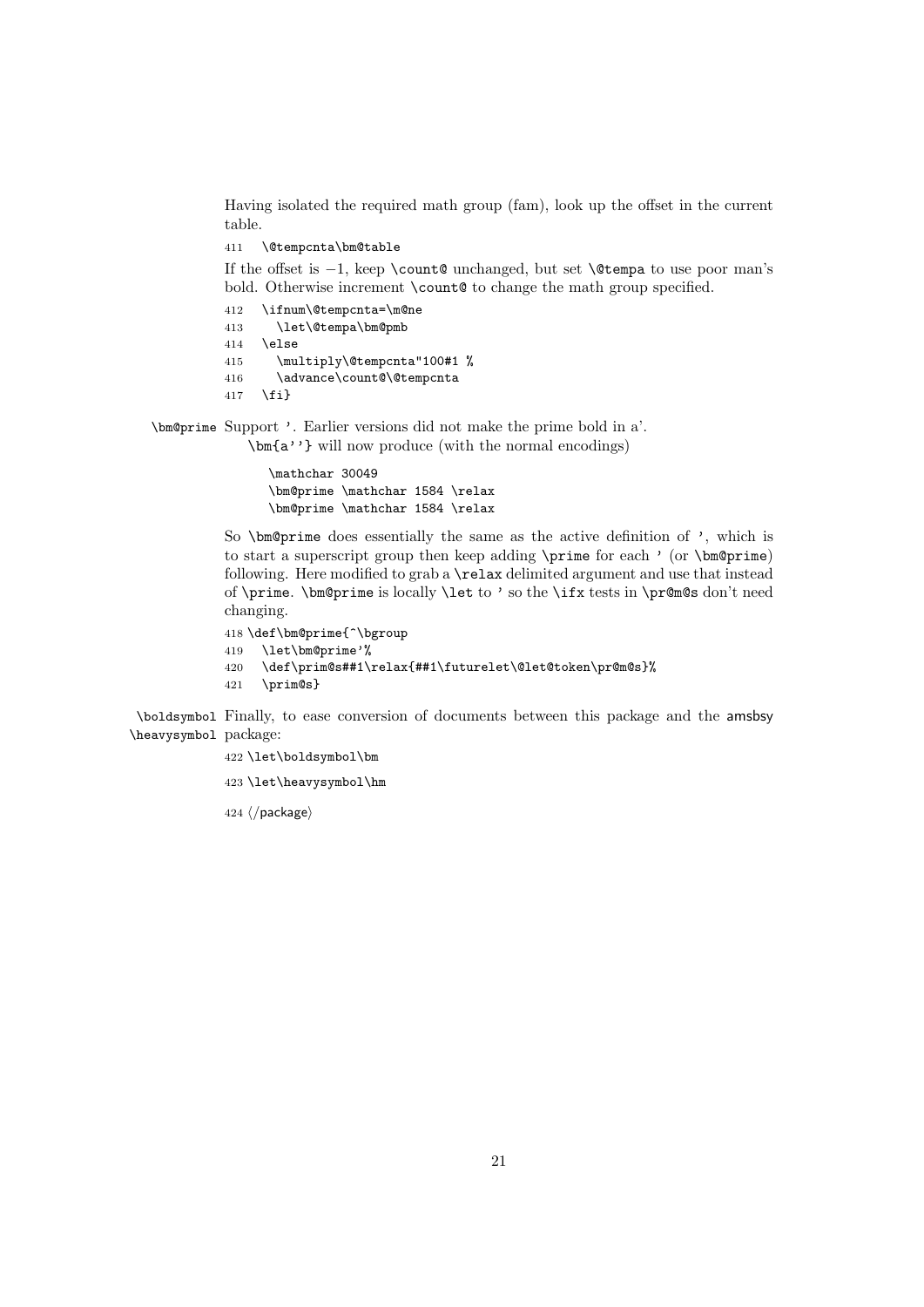Having isolated the required math group (fam), look up the offset in the current table.

```
411   \@tempcnta\bm@table
```

If the offset is $-1$, keep `\count@` unchanged, but set `\@tempa` to use poor man's bold. Otherwise increment `\count@` to change the math group specified.

```
412   \ifnum\@tempcnta=\m@ne
413     \let\@tempa\bm@pmb
414   \else
415     \multiply\@tempcnta"100#1 %
416     \advance\count@\@tempcnta
417   \fi}
```

`\bm@prime` Support `'`. Earlier versions did not make the prime bold in a'.

`\bm{a''}` will now produce (with the normal encodings)

```
\mathchar 30049
\bm@prime \mathchar 1584 \relax
\bm@prime \mathchar 1584 \relax
```

So `\bm@prime` does essentially the same as the active definition of `'`, which is to start a superscript group then keep adding `\prime` for each `'` (or `\bm@prime`) following. Here modified to grab a `\relax` delimited argument and use that instead of `\prime`. `\bm@prime` is locally `\let` to `'` so the `\ifx` tests in `\pr@m@s` don't need changing.

```
418 \def\bm@prime{^\bgroup
419   \let\bm@prime'%
420   \def\prim@s##1\relax{##1\futurelet\@let@token\pr@m@s}%
421   \prim@s}
```

`\boldsymbol` `\heavysymbol` Finally, to ease conversion of documents between this package and the amsbsy package:

```
422 \let\boldsymbol\bm
423 \let\heavysymbol\hm
424 ⟨/package⟩
```